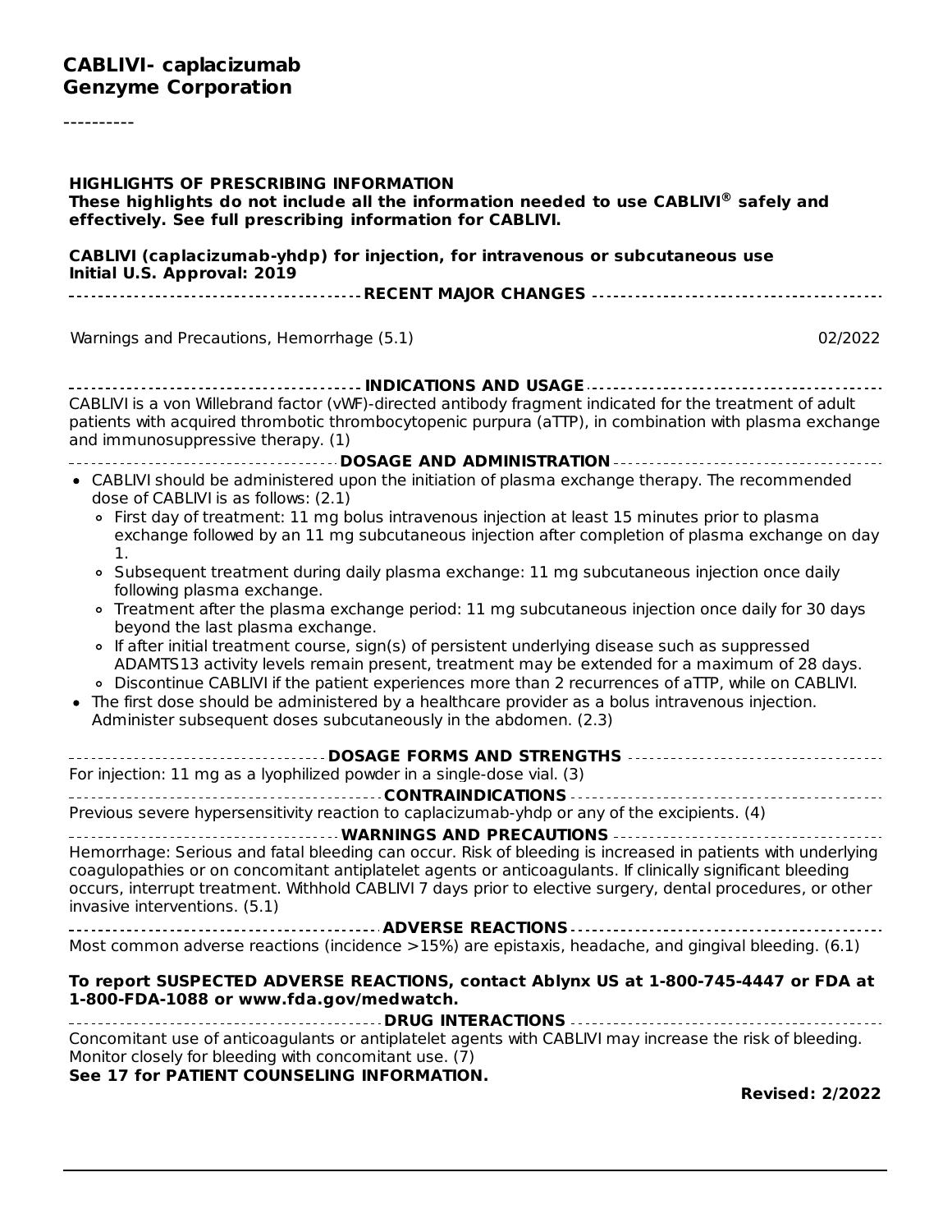# CABLIVI- caplacizumab
# Genzyme Corporation

----------

**HIGHLIGHTS OF PRESCRIBING INFORMATION**
**These highlights do not include all the information needed to use CABLIVI® safely and effectively. See full prescribing information for CABLIVI.**

**CABLIVI (caplacizumab-yhdp) for injection, for intravenous or subcutaneous use**
**Initial U.S. Approval: 2019**

**RECENT MAJOR CHANGES**

| | |
|---|---|
| Warnings and Precautions, Hemorrhage (5.1) | 02/2022 |

**INDICATIONS AND USAGE**

CABLIVI is a von Willebrand factor (vWF)-directed antibody fragment indicated for the treatment of adult patients with acquired thrombotic thrombocytopenic purpura (aTTP), in combination with plasma exchange and immunosuppressive therapy. (1)

**DOSAGE AND ADMINISTRATION**

- CABLIVI should be administered upon the initiation of plasma exchange therapy. The recommended dose of CABLIVI is as follows: (2.1)
  - First day of treatment: 11 mg bolus intravenous injection at least 15 minutes prior to plasma exchange followed by an 11 mg subcutaneous injection after completion of plasma exchange on day 1.
  - Subsequent treatment during daily plasma exchange: 11 mg subcutaneous injection once daily following plasma exchange.
  - Treatment after the plasma exchange period: 11 mg subcutaneous injection once daily for 30 days beyond the last plasma exchange.
  - If after initial treatment course, sign(s) of persistent underlying disease such as suppressed ADAMTS13 activity levels remain present, treatment may be extended for a maximum of 28 days.
  - Discontinue CABLIVI if the patient experiences more than 2 recurrences of aTTP, while on CABLIVI.
- The first dose should be administered by a healthcare provider as a bolus intravenous injection. Administer subsequent doses subcutaneously in the abdomen. (2.3)

**DOSAGE FORMS AND STRENGTHS**

For injection: 11 mg as a lyophilized powder in a single-dose vial. (3)

**CONTRAINDICATIONS**

Previous severe hypersensitivity reaction to caplacizumab-yhdp or any of the excipients. (4)

**WARNINGS AND PRECAUTIONS**

Hemorrhage: Serious and fatal bleeding can occur. Risk of bleeding is increased in patients with underlying coagulopathies or on concomitant antiplatelet agents or anticoagulants. If clinically significant bleeding occurs, interrupt treatment. Withhold CABLIVI 7 days prior to elective surgery, dental procedures, or other invasive interventions. (5.1)

**ADVERSE REACTIONS**

Most common adverse reactions (incidence >15%) are epistaxis, headache, and gingival bleeding. (6.1)

**To report SUSPECTED ADVERSE REACTIONS, contact Ablynx US at 1-800-745-4447 or FDA at 1-800-FDA-1088 or www.fda.gov/medwatch.**

**DRUG INTERACTIONS**

Concomitant use of anticoagulants or antiplatelet agents with CABLIVI may increase the risk of bleeding. Monitor closely for bleeding with concomitant use. (7)

**See 17 for PATIENT COUNSELING INFORMATION.**

**Revised: 2/2022**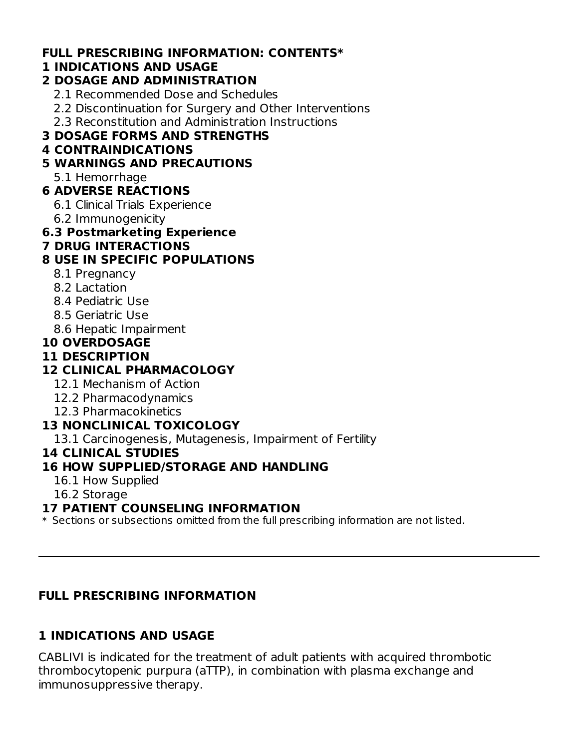**FULL PRESCRIBING INFORMATION: CONTENTS***

**1 INDICATIONS AND USAGE**

**2 DOSAGE AND ADMINISTRATION**

- 2.1 Recommended Dose and Schedules
- 2.2 Discontinuation for Surgery and Other Interventions
- 2.3 Reconstitution and Administration Instructions

**3 DOSAGE FORMS AND STRENGTHS**

**4 CONTRAINDICATIONS**

**5 WARNINGS AND PRECAUTIONS**

- 5.1 Hemorrhage

**6 ADVERSE REACTIONS**

- 6.1 Clinical Trials Experience
- 6.2 Immunogenicity

**6.3 Postmarketing Experience**

**7 DRUG INTERACTIONS**

**8 USE IN SPECIFIC POPULATIONS**

- 8.1 Pregnancy
- 8.2 Lactation
- 8.4 Pediatric Use
- 8.5 Geriatric Use
- 8.6 Hepatic Impairment

**10 OVERDOSAGE**

**11 DESCRIPTION**

**12 CLINICAL PHARMACOLOGY**

- 12.1 Mechanism of Action
- 12.2 Pharmacodynamics
- 12.3 Pharmacokinetics

**13 NONCLINICAL TOXICOLOGY**

- 13.1 Carcinogenesis, Mutagenesis, Impairment of Fertility

**14 CLINICAL STUDIES**

**16 HOW SUPPLIED/STORAGE AND HANDLING**

- 16.1 How Supplied
- 16.2 Storage

**17 PATIENT COUNSELING INFORMATION**

\* Sections or subsections omitted from the full prescribing information are not listed.

---

## FULL PRESCRIBING INFORMATION

## 1 INDICATIONS AND USAGE

CABLIVI is indicated for the treatment of adult patients with acquired thrombotic thrombocytopenic purpura (aTTP), in combination with plasma exchange and immunosuppressive therapy.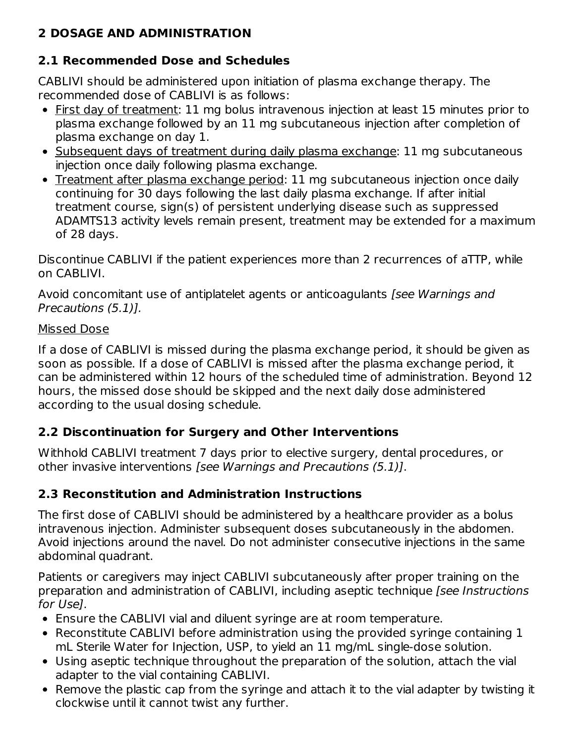## 2 DOSAGE AND ADMINISTRATION

### 2.1 Recommended Dose and Schedules

CABLIVI should be administered upon initiation of plasma exchange therapy. The recommended dose of CABLIVI is as follows:

- First day of treatment: 11 mg bolus intravenous injection at least 15 minutes prior to plasma exchange followed by an 11 mg subcutaneous injection after completion of plasma exchange on day 1.
- Subsequent days of treatment during daily plasma exchange: 11 mg subcutaneous injection once daily following plasma exchange.
- Treatment after plasma exchange period: 11 mg subcutaneous injection once daily continuing for 30 days following the last daily plasma exchange. If after initial treatment course, sign(s) of persistent underlying disease such as suppressed ADAMTS13 activity levels remain present, treatment may be extended for a maximum of 28 days.

Discontinue CABLIVI if the patient experiences more than 2 recurrences of aTTP, while on CABLIVI.

Avoid concomitant use of antiplatelet agents or anticoagulants *[see Warnings and Precautions (5.1)].*

Missed Dose

If a dose of CABLIVI is missed during the plasma exchange period, it should be given as soon as possible. If a dose of CABLIVI is missed after the plasma exchange period, it can be administered within 12 hours of the scheduled time of administration. Beyond 12 hours, the missed dose should be skipped and the next daily dose administered according to the usual dosing schedule.

### 2.2 Discontinuation for Surgery and Other Interventions

Withhold CABLIVI treatment 7 days prior to elective surgery, dental procedures, or other invasive interventions *[see Warnings and Precautions (5.1)]*.

### 2.3 Reconstitution and Administration Instructions

The first dose of CABLIVI should be administered by a healthcare provider as a bolus intravenous injection. Administer subsequent doses subcutaneously in the abdomen. Avoid injections around the navel. Do not administer consecutive injections in the same abdominal quadrant.

Patients or caregivers may inject CABLIVI subcutaneously after proper training on the preparation and administration of CABLIVI, including aseptic technique *[see Instructions for Use]*.

- Ensure the CABLIVI vial and diluent syringe are at room temperature.
- Reconstitute CABLIVI before administration using the provided syringe containing 1 mL Sterile Water for Injection, USP, to yield an 11 mg/mL single-dose solution.
- Using aseptic technique throughout the preparation of the solution, attach the vial adapter to the vial containing CABLIVI.
- Remove the plastic cap from the syringe and attach it to the vial adapter by twisting it clockwise until it cannot twist any further.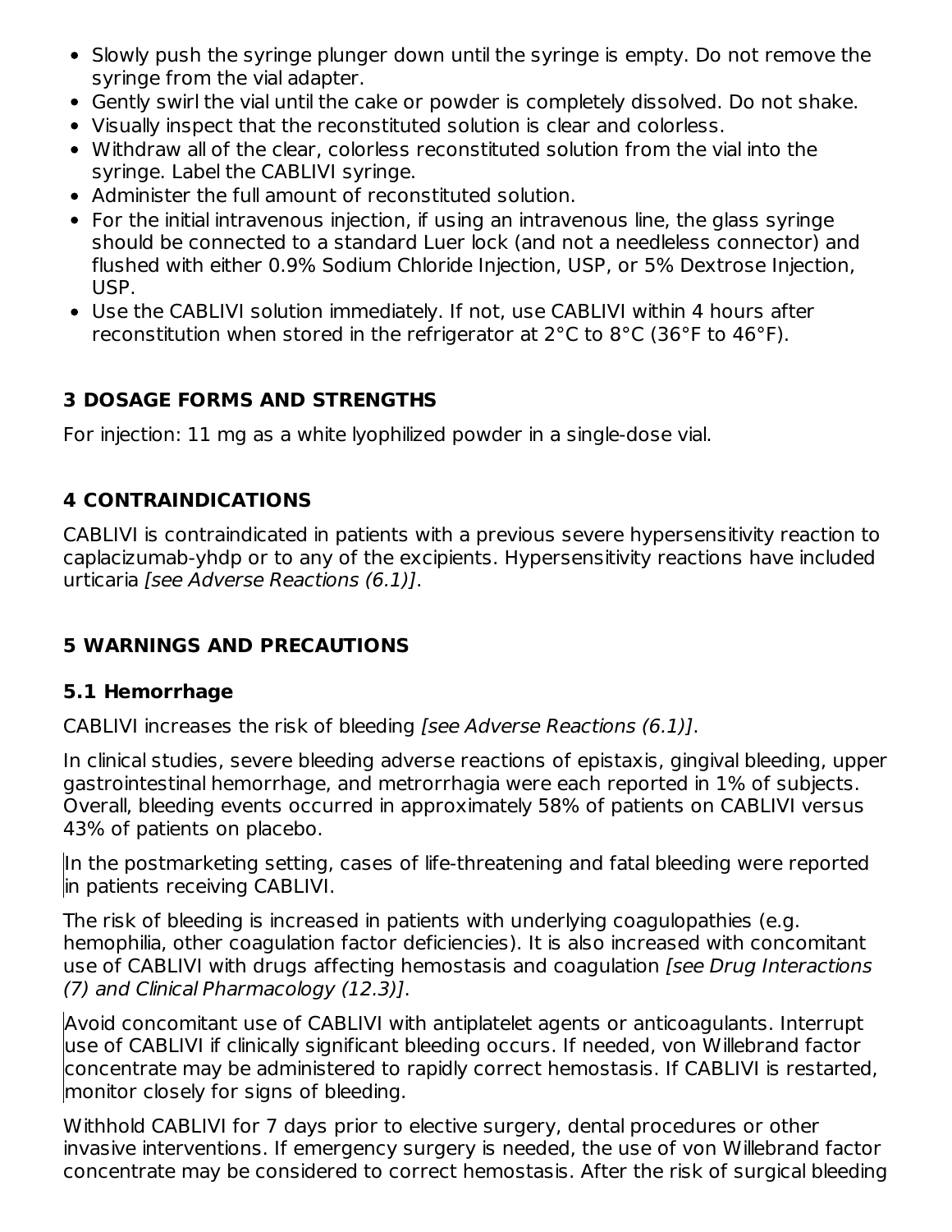- Slowly push the syringe plunger down until the syringe is empty. Do not remove the syringe from the vial adapter.
- Gently swirl the vial until the cake or powder is completely dissolved. Do not shake.
- Visually inspect that the reconstituted solution is clear and colorless.
- Withdraw all of the clear, colorless reconstituted solution from the vial into the syringe. Label the CABLIVI syringe.
- Administer the full amount of reconstituted solution.
- For the initial intravenous injection, if using an intravenous line, the glass syringe should be connected to a standard Luer lock (and not a needleless connector) and flushed with either 0.9% Sodium Chloride Injection, USP, or 5% Dextrose Injection, USP.
- Use the CABLIVI solution immediately. If not, use CABLIVI within 4 hours after reconstitution when stored in the refrigerator at 2°C to 8°C (36°F to 46°F).

## 3 DOSAGE FORMS AND STRENGTHS

For injection: 11 mg as a white lyophilized powder in a single-dose vial.

## 4 CONTRAINDICATIONS

CABLIVI is contraindicated in patients with a previous severe hypersensitivity reaction to caplacizumab-yhdp or to any of the excipients. Hypersensitivity reactions have included urticaria *[see Adverse Reactions (6.1)]*.

## 5 WARNINGS AND PRECAUTIONS

### 5.1 Hemorrhage

CABLIVI increases the risk of bleeding *[see Adverse Reactions (6.1)]*.

In clinical studies, severe bleeding adverse reactions of epistaxis, gingival bleeding, upper gastrointestinal hemorrhage, and metrorrhagia were each reported in 1% of subjects. Overall, bleeding events occurred in approximately 58% of patients on CABLIVI versus 43% of patients on placebo.

In the postmarketing setting, cases of life-threatening and fatal bleeding were reported in patients receiving CABLIVI.

The risk of bleeding is increased in patients with underlying coagulopathies (e.g. hemophilia, other coagulation factor deficiencies). It is also increased with concomitant use of CABLIVI with drugs affecting hemostasis and coagulation *[see Drug Interactions (7) and Clinical Pharmacology (12.3)]*.

Avoid concomitant use of CABLIVI with antiplatelet agents or anticoagulants. Interrupt use of CABLIVI if clinically significant bleeding occurs. If needed, von Willebrand factor concentrate may be administered to rapidly correct hemostasis. If CABLIVI is restarted, monitor closely for signs of bleeding.

Withhold CABLIVI for 7 days prior to elective surgery, dental procedures or other invasive interventions. If emergency surgery is needed, the use of von Willebrand factor concentrate may be considered to correct hemostasis. After the risk of surgical bleeding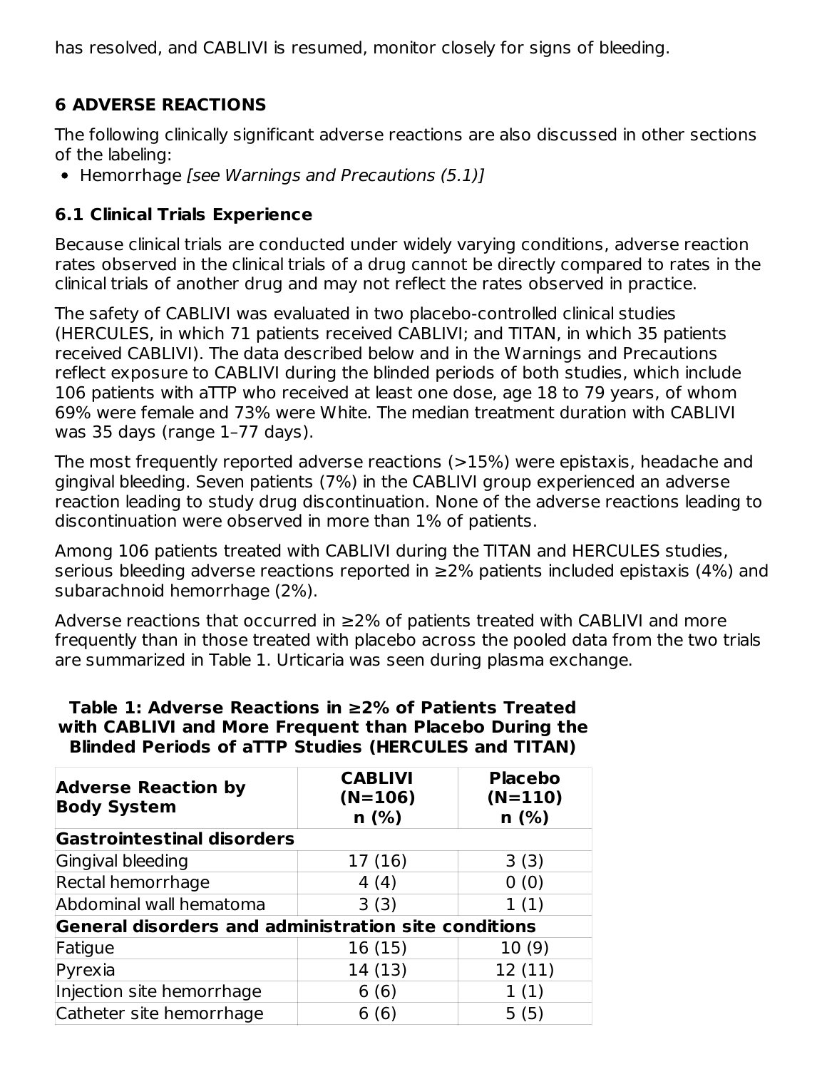has resolved, and CABLIVI is resumed, monitor closely for signs of bleeding.

## 6 ADVERSE REACTIONS

The following clinically significant adverse reactions are also discussed in other sections of the labeling:

- Hemorrhage *[see Warnings and Precautions (5.1)]*

### 6.1 Clinical Trials Experience

Because clinical trials are conducted under widely varying conditions, adverse reaction rates observed in the clinical trials of a drug cannot be directly compared to rates in the clinical trials of another drug and may not reflect the rates observed in practice.

The safety of CABLIVI was evaluated in two placebo-controlled clinical studies (HERCULES, in which 71 patients received CABLIVI; and TITAN, in which 35 patients received CABLIVI). The data described below and in the Warnings and Precautions reflect exposure to CABLIVI during the blinded periods of both studies, which include 106 patients with aTTP who received at least one dose, age 18 to 79 years, of whom 69% were female and 73% were White. The median treatment duration with CABLIVI was 35 days (range 1–77 days).

The most frequently reported adverse reactions (>15%) were epistaxis, headache and gingival bleeding. Seven patients (7%) in the CABLIVI group experienced an adverse reaction leading to study drug discontinuation. None of the adverse reactions leading to discontinuation were observed in more than 1% of patients.

Among 106 patients treated with CABLIVI during the TITAN and HERCULES studies, serious bleeding adverse reactions reported in ≥2% patients included epistaxis (4%) and subarachnoid hemorrhage (2%).

Adverse reactions that occurred in ≥2% of patients treated with CABLIVI and more frequently than in those treated with placebo across the pooled data from the two trials are summarized in Table 1. Urticaria was seen during plasma exchange.

**Table 1: Adverse Reactions in ≥2% of Patients Treated with CABLIVI and More Frequent than Placebo During the Blinded Periods of aTTP Studies (HERCULES and TITAN)**

| Adverse Reaction by Body System | CABLIVI (N=106) n (%) | Placebo (N=110) n (%) |
|---|---|---|
| **Gastrointestinal disorders** | | |
| Gingival bleeding | 17 (16) | 3 (3) |
| Rectal hemorrhage | 4 (4) | 0 (0) |
| Abdominal wall hematoma | 3 (3) | 1 (1) |
| **General disorders and administration site conditions** | | |
| Fatigue | 16 (15) | 10 (9) |
| Pyrexia | 14 (13) | 12 (11) |
| Injection site hemorrhage | 6 (6) | 1 (1) |
| Catheter site hemorrhage | 6 (6) | 5 (5) |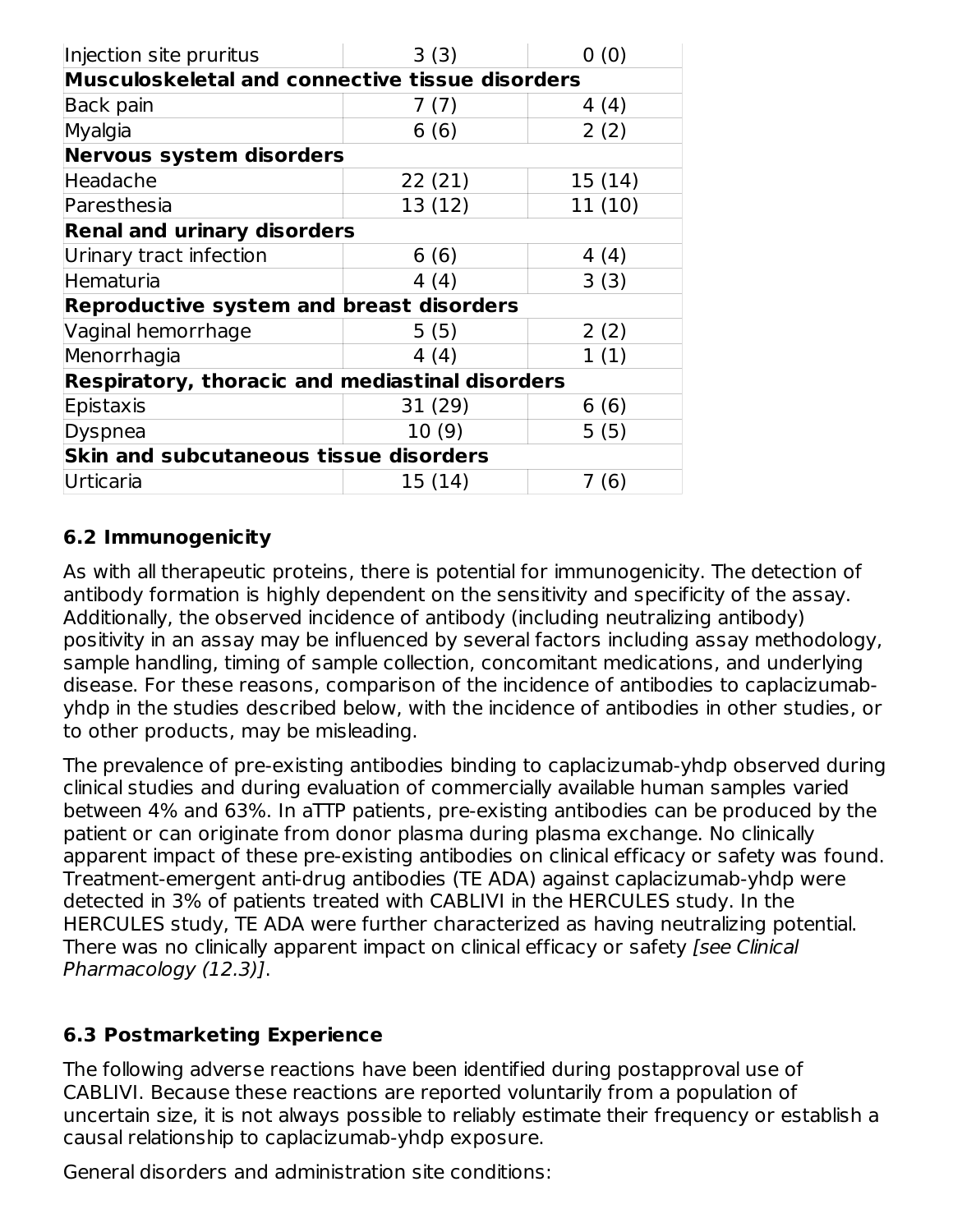| | | |
|---|---|---|
| Injection site pruritus | 3 (3) | 0 (0) |
| **Musculoskeletal and connective tissue disorders** | | |
| Back pain | 7 (7) | 4 (4) |
| Myalgia | 6 (6) | 2 (2) |
| **Nervous system disorders** | | |
| Headache | 22 (21) | 15 (14) |
| Paresthesia | 13 (12) | 11 (10) |
| **Renal and urinary disorders** | | |
| Urinary tract infection | 6 (6) | 4 (4) |
| Hematuria | 4 (4) | 3 (3) |
| **Reproductive system and breast disorders** | | |
| Vaginal hemorrhage | 5 (5) | 2 (2) |
| Menorrhagia | 4 (4) | 1 (1) |
| **Respiratory, thoracic and mediastinal disorders** | | |
| Epistaxis | 31 (29) | 6 (6) |
| Dyspnea | 10 (9) | 5 (5) |
| **Skin and subcutaneous tissue disorders** | | |
| Urticaria | 15 (14) | 7 (6) |

### 6.2 Immunogenicity

As with all therapeutic proteins, there is potential for immunogenicity. The detection of antibody formation is highly dependent on the sensitivity and specificity of the assay. Additionally, the observed incidence of antibody (including neutralizing antibody) positivity in an assay may be influenced by several factors including assay methodology, sample handling, timing of sample collection, concomitant medications, and underlying disease. For these reasons, comparison of the incidence of antibodies to caplacizumab-yhdp in the studies described below, with the incidence of antibodies in other studies, or to other products, may be misleading.

The prevalence of pre-existing antibodies binding to caplacizumab-yhdp observed during clinical studies and during evaluation of commercially available human samples varied between 4% and 63%. In aTTP patients, pre-existing antibodies can be produced by the patient or can originate from donor plasma during plasma exchange. No clinically apparent impact of these pre-existing antibodies on clinical efficacy or safety was found. Treatment-emergent anti-drug antibodies (TE ADA) against caplacizumab-yhdp were detected in 3% of patients treated with CABLIVI in the HERCULES study. In the HERCULES study, TE ADA were further characterized as having neutralizing potential. There was no clinically apparent impact on clinical efficacy or safety *[see Clinical Pharmacology (12.3)]*.

### 6.3 Postmarketing Experience

The following adverse reactions have been identified during postapproval use of CABLIVI. Because these reactions are reported voluntarily from a population of uncertain size, it is not always possible to reliably estimate their frequency or establish a causal relationship to caplacizumab-yhdp exposure.

General disorders and administration site conditions: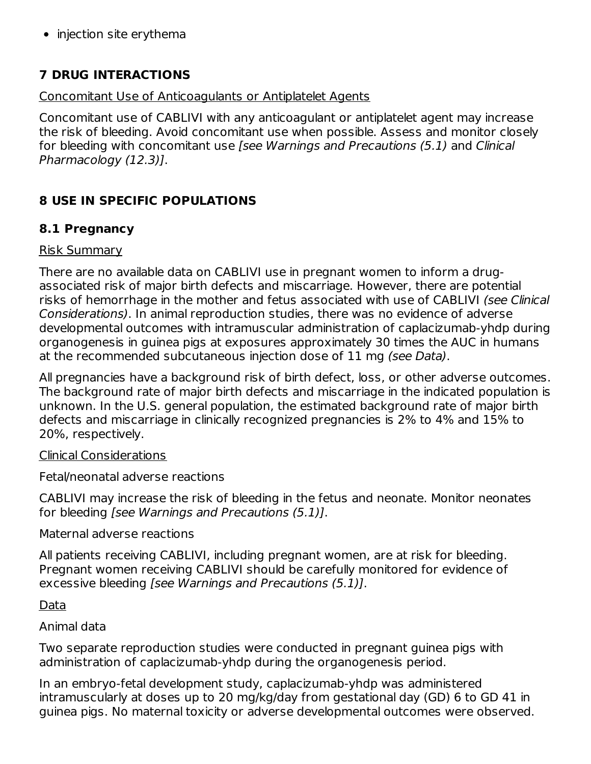- injection site erythema

## 7 DRUG INTERACTIONS

Concomitant Use of Anticoagulants or Antiplatelet Agents

Concomitant use of CABLIVI with any anticoagulant or antiplatelet agent may increase the risk of bleeding. Avoid concomitant use when possible. Assess and monitor closely for bleeding with concomitant use *[see Warnings and Precautions (5.1)* and *Clinical Pharmacology (12.3)]*.

## 8 USE IN SPECIFIC POPULATIONS

### 8.1 Pregnancy

Risk Summary

There are no available data on CABLIVI use in pregnant women to inform a drug-associated risk of major birth defects and miscarriage. However, there are potential risks of hemorrhage in the mother and fetus associated with use of CABLIVI *(see Clinical Considerations)*. In animal reproduction studies, there was no evidence of adverse developmental outcomes with intramuscular administration of caplacizumab-yhdp during organogenesis in guinea pigs at exposures approximately 30 times the AUC in humans at the recommended subcutaneous injection dose of 11 mg *(see Data)*.

All pregnancies have a background risk of birth defect, loss, or other adverse outcomes. The background rate of major birth defects and miscarriage in the indicated population is unknown. In the U.S. general population, the estimated background rate of major birth defects and miscarriage in clinically recognized pregnancies is 2% to 4% and 15% to 20%, respectively.

Clinical Considerations

Fetal/neonatal adverse reactions

CABLIVI may increase the risk of bleeding in the fetus and neonate. Monitor neonates for bleeding *[see Warnings and Precautions (5.1)]*.

Maternal adverse reactions

All patients receiving CABLIVI, including pregnant women, are at risk for bleeding. Pregnant women receiving CABLIVI should be carefully monitored for evidence of excessive bleeding *[see Warnings and Precautions (5.1)]*.

Data

Animal data

Two separate reproduction studies were conducted in pregnant guinea pigs with administration of caplacizumab-yhdp during the organogenesis period.

In an embryo-fetal development study, caplacizumab-yhdp was administered intramuscularly at doses up to 20 mg/kg/day from gestational day (GD) 6 to GD 41 in guinea pigs. No maternal toxicity or adverse developmental outcomes were observed.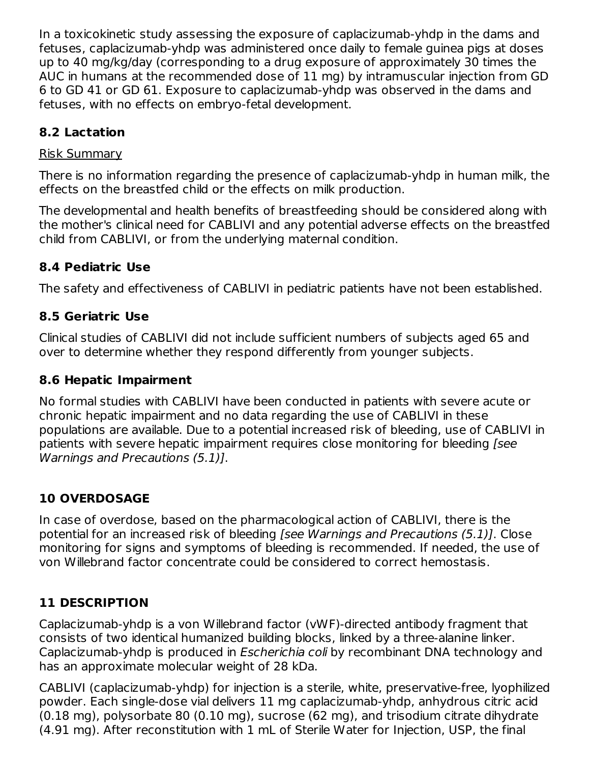In a toxicokinetic study assessing the exposure of caplacizumab-yhdp in the dams and fetuses, caplacizumab-yhdp was administered once daily to female guinea pigs at doses up to 40 mg/kg/day (corresponding to a drug exposure of approximately 30 times the AUC in humans at the recommended dose of 11 mg) by intramuscular injection from GD 6 to GD 41 or GD 61. Exposure to caplacizumab-yhdp was observed in the dams and fetuses, with no effects on embryo-fetal development.

### 8.2 Lactation

Risk Summary

There is no information regarding the presence of caplacizumab-yhdp in human milk, the effects on the breastfed child or the effects on milk production.

The developmental and health benefits of breastfeeding should be considered along with the mother's clinical need for CABLIVI and any potential adverse effects on the breastfed child from CABLIVI, or from the underlying maternal condition.

### 8.4 Pediatric Use

The safety and effectiveness of CABLIVI in pediatric patients have not been established.

### 8.5 Geriatric Use

Clinical studies of CABLIVI did not include sufficient numbers of subjects aged 65 and over to determine whether they respond differently from younger subjects.

### 8.6 Hepatic Impairment

No formal studies with CABLIVI have been conducted in patients with severe acute or chronic hepatic impairment and no data regarding the use of CABLIVI in these populations are available. Due to a potential increased risk of bleeding, use of CABLIVI in patients with severe hepatic impairment requires close monitoring for bleeding *[see Warnings and Precautions (5.1)]*.

## 10 OVERDOSAGE

In case of overdose, based on the pharmacological action of CABLIVI, there is the potential for an increased risk of bleeding *[see Warnings and Precautions (5.1)]*. Close monitoring for signs and symptoms of bleeding is recommended. If needed, the use of von Willebrand factor concentrate could be considered to correct hemostasis.

## 11 DESCRIPTION

Caplacizumab-yhdp is a von Willebrand factor (vWF)-directed antibody fragment that consists of two identical humanized building blocks, linked by a three-alanine linker. Caplacizumab-yhdp is produced in *Escherichia coli* by recombinant DNA technology and has an approximate molecular weight of 28 kDa.

CABLIVI (caplacizumab-yhdp) for injection is a sterile, white, preservative-free, lyophilized powder. Each single-dose vial delivers 11 mg caplacizumab-yhdp, anhydrous citric acid (0.18 mg), polysorbate 80 (0.10 mg), sucrose (62 mg), and trisodium citrate dihydrate (4.91 mg). After reconstitution with 1 mL of Sterile Water for Injection, USP, the final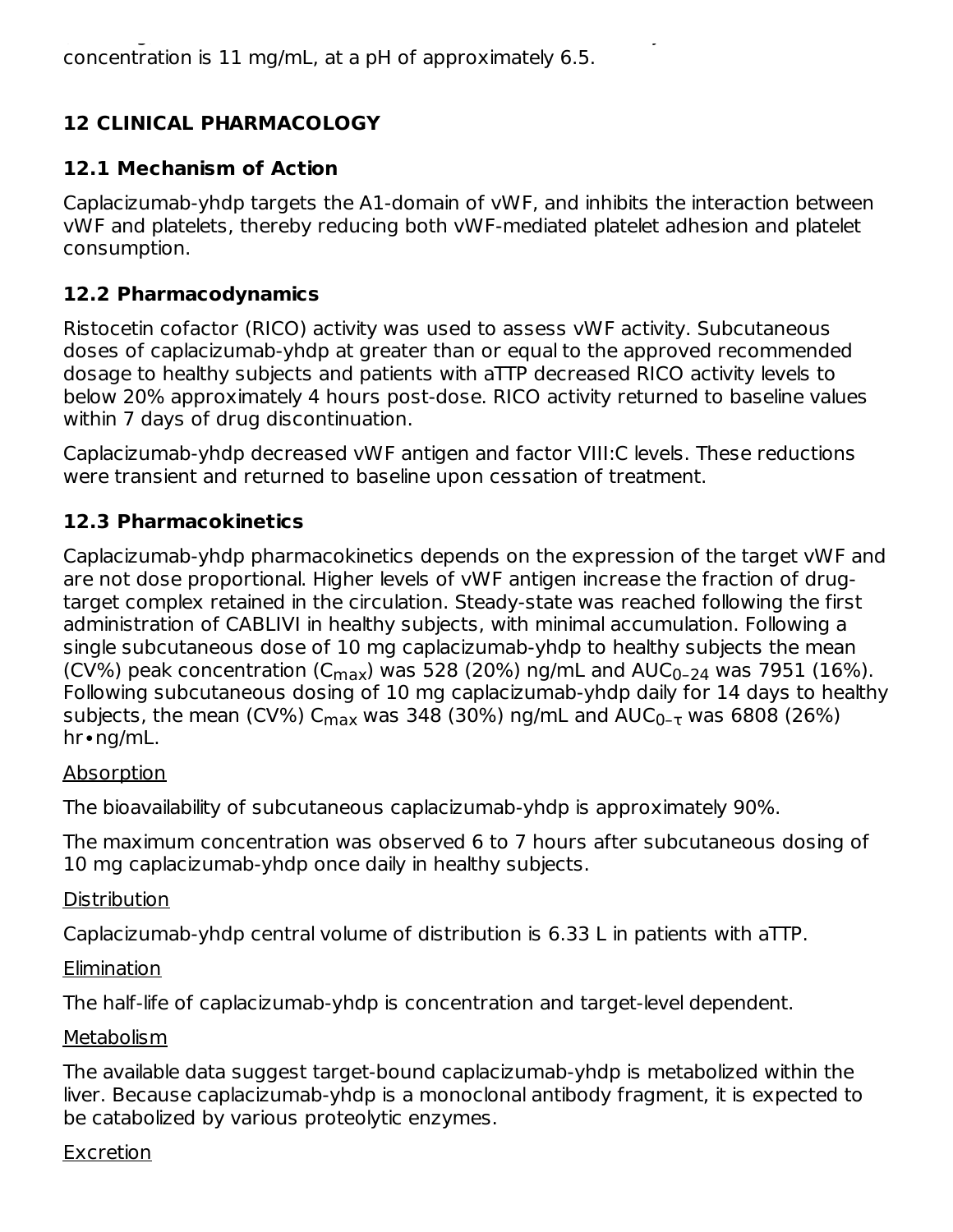concentration is 11 mg/mL, at a pH of approximately 6.5.

## 12 CLINICAL PHARMACOLOGY

### 12.1 Mechanism of Action

Caplacizumab-yhdp targets the A1-domain of vWF, and inhibits the interaction between vWF and platelets, thereby reducing both vWF-mediated platelet adhesion and platelet consumption.

### 12.2 Pharmacodynamics

Ristocetin cofactor (RICO) activity was used to assess vWF activity. Subcutaneous doses of caplacizumab-yhdp at greater than or equal to the approved recommended dosage to healthy subjects and patients with aTTP decreased RICO activity levels to below 20% approximately 4 hours post-dose. RICO activity returned to baseline values within 7 days of drug discontinuation.

Caplacizumab-yhdp decreased vWF antigen and factor VIII:C levels. These reductions were transient and returned to baseline upon cessation of treatment.

### 12.3 Pharmacokinetics

Caplacizumab-yhdp pharmacokinetics depends on the expression of the target vWF and are not dose proportional. Higher levels of vWF antigen increase the fraction of drug-target complex retained in the circulation. Steady-state was reached following the first administration of CABLIVI in healthy subjects, with minimal accumulation. Following a single subcutaneous dose of 10 mg caplacizumab-yhdp to healthy subjects the mean (CV%) peak concentration ($C_{max}$) was 528 (20%) ng/mL and $AUC_{0–24}$ was 7951 (16%). Following subcutaneous dosing of 10 mg caplacizumab-yhdp daily for 14 days to healthy subjects, the mean (CV%) $C_{max}$ was 348 (30%) ng/mL and $AUC_{0–\tau}$ was 6808 (26%) hr•ng/mL.

Absorption

The bioavailability of subcutaneous caplacizumab-yhdp is approximately 90%.

The maximum concentration was observed 6 to 7 hours after subcutaneous dosing of 10 mg caplacizumab-yhdp once daily in healthy subjects.

Distribution

Caplacizumab-yhdp central volume of distribution is 6.33 L in patients with aTTP.

Elimination

The half-life of caplacizumab-yhdp is concentration and target-level dependent.

Metabolism

The available data suggest target-bound caplacizumab-yhdp is metabolized within the liver. Because caplacizumab-yhdp is a monoclonal antibody fragment, it is expected to be catabolized by various proteolytic enzymes.

Excretion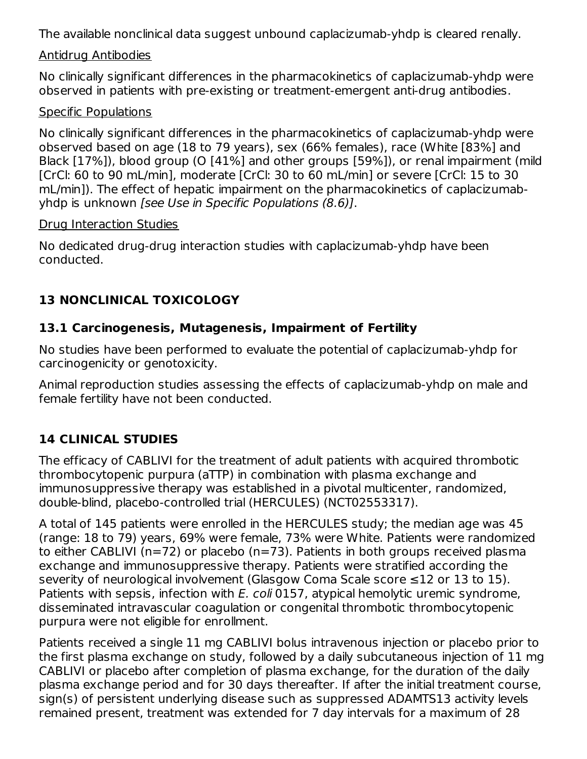The available nonclinical data suggest unbound caplacizumab-yhdp is cleared renally.

Antidrug Antibodies

No clinically significant differences in the pharmacokinetics of caplacizumab-yhdp were observed in patients with pre-existing or treatment-emergent anti-drug antibodies.

Specific Populations

No clinically significant differences in the pharmacokinetics of caplacizumab-yhdp were observed based on age (18 to 79 years), sex (66% females), race (White [83%] and Black [17%]), blood group (O [41%] and other groups [59%]), or renal impairment (mild [CrCl: 60 to 90 mL/min], moderate [CrCl: 30 to 60 mL/min] or severe [CrCl: 15 to 30 mL/min]). The effect of hepatic impairment on the pharmacokinetics of caplacizumab-yhdp is unknown *[see Use in Specific Populations (8.6)]*.

Drug Interaction Studies

No dedicated drug-drug interaction studies with caplacizumab-yhdp have been conducted.

## 13 NONCLINICAL TOXICOLOGY

### 13.1 Carcinogenesis, Mutagenesis, Impairment of Fertility

No studies have been performed to evaluate the potential of caplacizumab-yhdp for carcinogenicity or genotoxicity.

Animal reproduction studies assessing the effects of caplacizumab-yhdp on male and female fertility have not been conducted.

## 14 CLINICAL STUDIES

The efficacy of CABLIVI for the treatment of adult patients with acquired thrombotic thrombocytopenic purpura (aTTP) in combination with plasma exchange and immunosuppressive therapy was established in a pivotal multicenter, randomized, double-blind, placebo-controlled trial (HERCULES) (NCT02553317).

A total of 145 patients were enrolled in the HERCULES study; the median age was 45 (range: 18 to 79) years, 69% were female, 73% were White. Patients were randomized to either CABLIVI (n=72) or placebo (n=73). Patients in both groups received plasma exchange and immunosuppressive therapy. Patients were stratified according the severity of neurological involvement (Glasgow Coma Scale score ≤12 or 13 to 15). Patients with sepsis, infection with *E. coli* 0157, atypical hemolytic uremic syndrome, disseminated intravascular coagulation or congenital thrombotic thrombocytopenic purpura were not eligible for enrollment.

Patients received a single 11 mg CABLIVI bolus intravenous injection or placebo prior to the first plasma exchange on study, followed by a daily subcutaneous injection of 11 mg CABLIVI or placebo after completion of plasma exchange, for the duration of the daily plasma exchange period and for 30 days thereafter. If after the initial treatment course, sign(s) of persistent underlying disease such as suppressed ADAMTS13 activity levels remained present, treatment was extended for 7 day intervals for a maximum of 28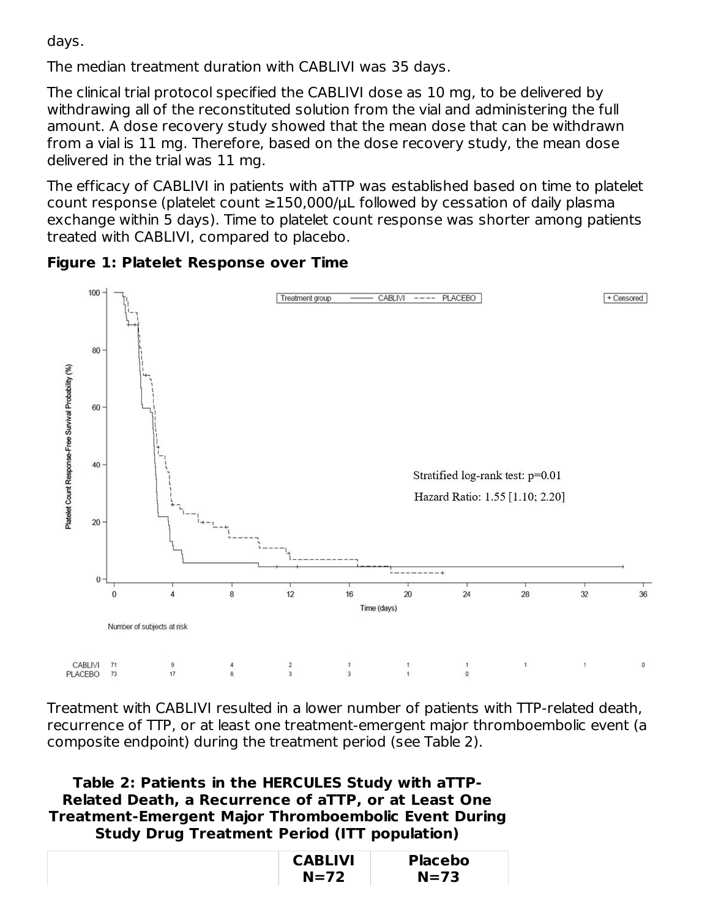days.

The median treatment duration with CABLIVI was 35 days.

The clinical trial protocol specified the CABLIVI dose as 10 mg, to be delivered by withdrawing all of the reconstituted solution from the vial and administering the full amount. A dose recovery study showed that the mean dose that can be withdrawn from a vial is 11 mg. Therefore, based on the dose recovery study, the mean dose delivered in the trial was 11 mg.

The efficacy of CABLIVI in patients with aTTP was established based on time to platelet count response (platelet count ≥150,000/µL followed by cessation of daily plasma exchange within 5 days). Time to platelet count response was shorter among patients treated with CABLIVI, compared to placebo.

**Figure 1: Platelet Response over Time**

Stratified log-rank test: p=0.01

Hazard Ratio: 1.55 [1.10; 2.20]

Number of subjects at risk

| Time (days) | 0 | 4 | 8 | 12 | 16 | 20 | 24 | 28 | 32 | 36 |
|---|---|---|---|---|---|---|---|---|---|---|
| CABLIVI | 71 | 9 | 4 | 2 | 1 | 1 | 1 | 1 | 1 | 0 |
| PLACEBO | 73 | 17 | 8 | 3 | 3 | 1 | 0 | | | |

Treatment with CABLIVI resulted in a lower number of patients with TTP-related death, recurrence of TTP, or at least one treatment-emergent major thromboembolic event (a composite endpoint) during the treatment period (see Table 2).

**Table 2: Patients in the HERCULES Study with aTTP-Related Death, a Recurrence of aTTP, or at Least One Treatment-Emergent Major Thromboembolic Event During Study Drug Treatment Period (ITT population)**

| | CABLIVI N=72 | Placebo N=73 |
|---|---|---|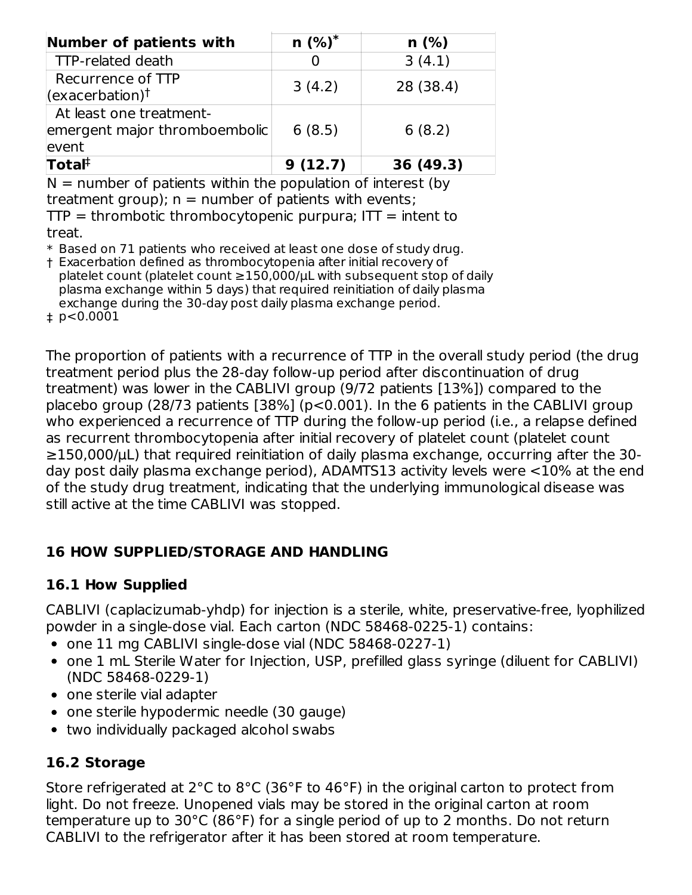| Number of patients with | n (%)* | n (%) |
|---|---|---|
| TTP-related death | 0 | 3 (4.1) |
| Recurrence of TTP (exacerbation)† | 3 (4.2) | 28 (38.4) |
| At least one treatment-emergent major thromboembolic event | 6 (8.5) | 6 (8.2) |
| **Total‡** | **9 (12.7)** | **36 (49.3)** |

N = number of patients within the population of interest (by treatment group); n = number of patients with events; TTP = thrombotic thrombocytopenic purpura; ITT = intent to treat.

\* Based on 71 patients who received at least one dose of study drug.

† Exacerbation defined as thrombocytopenia after initial recovery of platelet count (platelet count ≥150,000/μL with subsequent stop of daily plasma exchange within 5 days) that required reinitiation of daily plasma exchange during the 30-day post daily plasma exchange period.

‡ $p<0.0001$

The proportion of patients with a recurrence of TTP in the overall study period (the drug treatment period plus the 28-day follow-up period after discontinuation of drug treatment) was lower in the CABLIVI group (9/72 patients [13%]) compared to the placebo group (28/73 patients [38%] ($p<0.001$). In the 6 patients in the CABLIVI group who experienced a recurrence of TTP during the follow-up period (i.e., a relapse defined as recurrent thrombocytopenia after initial recovery of platelet count (platelet count ≥150,000/μL) that required reinitiation of daily plasma exchange, occurring after the 30-day post daily plasma exchange period), ADAMTS13 activity levels were <10% at the end of the study drug treatment, indicating that the underlying immunological disease was still active at the time CABLIVI was stopped.

## 16 HOW SUPPLIED/STORAGE AND HANDLING

### 16.1 How Supplied

CABLIVI (caplacizumab-yhdp) for injection is a sterile, white, preservative-free, lyophilized powder in a single-dose vial. Each carton (NDC 58468-0225-1) contains:

- one 11 mg CABLIVI single-dose vial (NDC 58468-0227-1)
- one 1 mL Sterile Water for Injection, USP, prefilled glass syringe (diluent for CABLIVI) (NDC 58468-0229-1)
- one sterile vial adapter
- one sterile hypodermic needle (30 gauge)
- two individually packaged alcohol swabs

### 16.2 Storage

Store refrigerated at 2°C to 8°C (36°F to 46°F) in the original carton to protect from light. Do not freeze. Unopened vials may be stored in the original carton at room temperature up to 30°C (86°F) for a single period of up to 2 months. Do not return CABLIVI to the refrigerator after it has been stored at room temperature.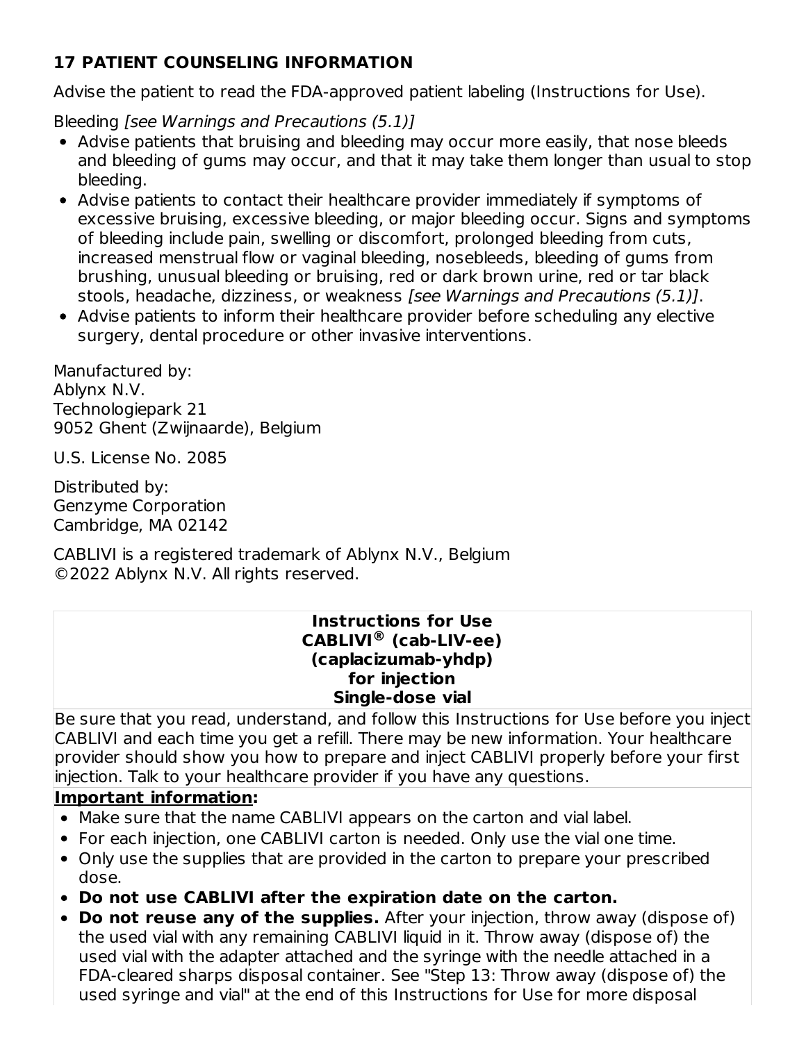## 17 PATIENT COUNSELING INFORMATION

Advise the patient to read the FDA-approved patient labeling (Instructions for Use).

Bleeding *[see Warnings and Precautions (5.1)]*

- Advise patients that bruising and bleeding may occur more easily, that nose bleeds and bleeding of gums may occur, and that it may take them longer than usual to stop bleeding.
- Advise patients to contact their healthcare provider immediately if symptoms of excessive bruising, excessive bleeding, or major bleeding occur. Signs and symptoms of bleeding include pain, swelling or discomfort, prolonged bleeding from cuts, increased menstrual flow or vaginal bleeding, nosebleeds, bleeding of gums from brushing, unusual bleeding or bruising, red or dark brown urine, red or tar black stools, headache, dizziness, or weakness *[see Warnings and Precautions (5.1)]*.
- Advise patients to inform their healthcare provider before scheduling any elective surgery, dental procedure or other invasive interventions.

Manufactured by:
Ablynx N.V.
Technologiepark 21
9052 Ghent (Zwijnaarde), Belgium

U.S. License No. 2085

Distributed by:
Genzyme Corporation
Cambridge, MA 02142

CABLIVI is a registered trademark of Ablynx N.V., Belgium
©2022 Ablynx N.V. All rights reserved.

**Instructions for Use**
**CABLIVI® (cab-LIV-ee)**
**(caplacizumab-yhdp)**
**for injection**
**Single-dose vial**

Be sure that you read, understand, and follow this Instructions for Use before you inject CABLIVI and each time you get a refill. There may be new information. Your healthcare provider should show you how to prepare and inject CABLIVI properly before your first injection. Talk to your healthcare provider if you have any questions.

**Important information:**

- Make sure that the name CABLIVI appears on the carton and vial label.
- For each injection, one CABLIVI carton is needed. Only use the vial one time.
- Only use the supplies that are provided in the carton to prepare your prescribed dose.
- **Do not use CABLIVI after the expiration date on the carton.**
- **Do not reuse any of the supplies.** After your injection, throw away (dispose of) the used vial with any remaining CABLIVI liquid in it. Throw away (dispose of) the used vial with the adapter attached and the syringe with the needle attached in a FDA-cleared sharps disposal container. See "Step 13: Throw away (dispose of) the used syringe and vial" at the end of this Instructions for Use for more disposal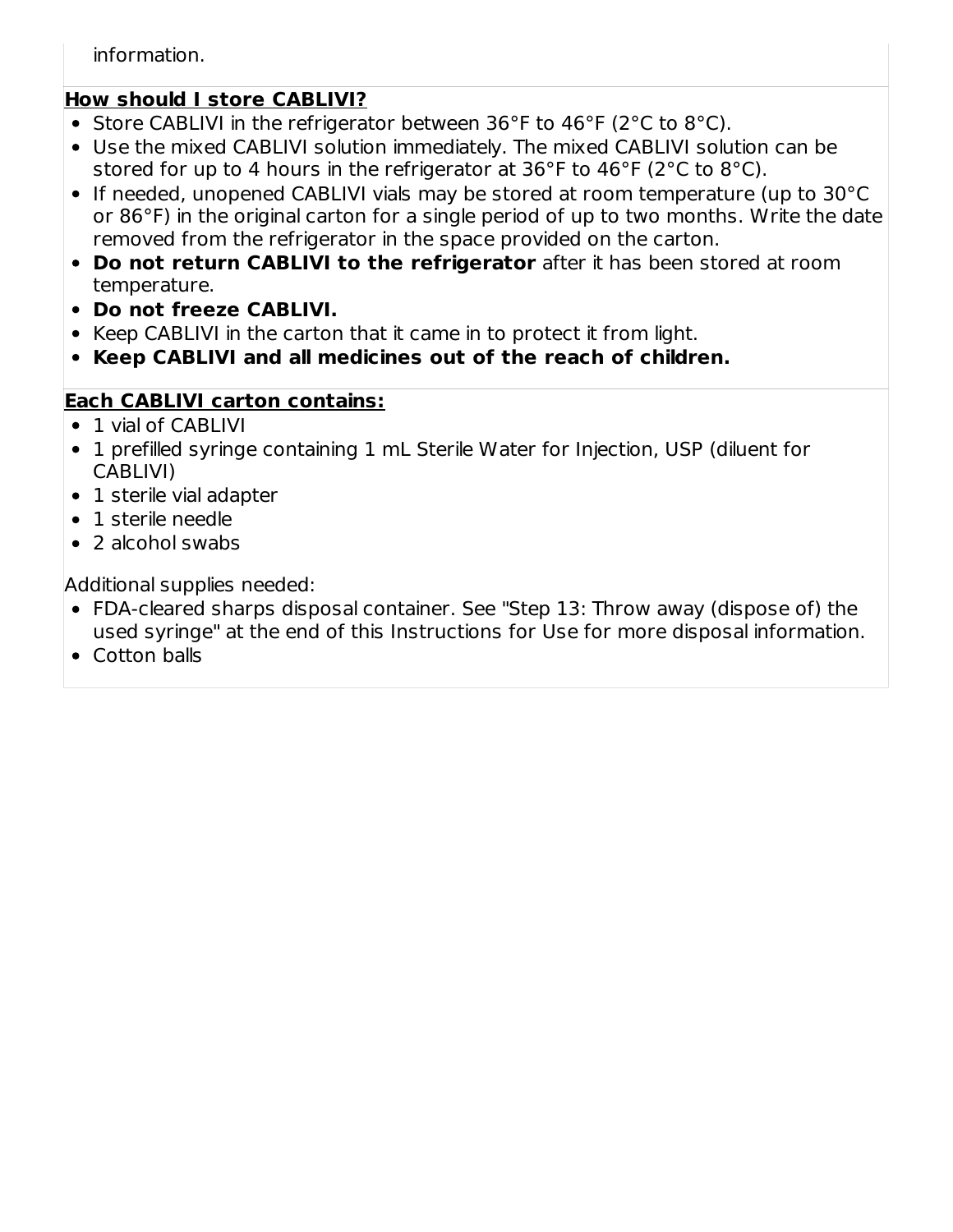information.

**How should I store CABLIVI?**

- Store CABLIVI in the refrigerator between 36°F to 46°F (2°C to 8°C).
- Use the mixed CABLIVI solution immediately. The mixed CABLIVI solution can be stored for up to 4 hours in the refrigerator at 36°F to 46°F (2°C to 8°C).
- If needed, unopened CABLIVI vials may be stored at room temperature (up to 30°C or 86°F) in the original carton for a single period of up to two months. Write the date removed from the refrigerator in the space provided on the carton.
- **Do not return CABLIVI to the refrigerator** after it has been stored at room temperature.
- **Do not freeze CABLIVI.**
- Keep CABLIVI in the carton that it came in to protect it from light.
- **Keep CABLIVI and all medicines out of the reach of children.**

**Each CABLIVI carton contains:**

- 1 vial of CABLIVI
- 1 prefilled syringe containing 1 mL Sterile Water for Injection, USP (diluent for CABLIVI)
- 1 sterile vial adapter
- 1 sterile needle
- 2 alcohol swabs

Additional supplies needed:

- FDA-cleared sharps disposal container. See "Step 13: Throw away (dispose of) the used syringe" at the end of this Instructions for Use for more disposal information.
- Cotton balls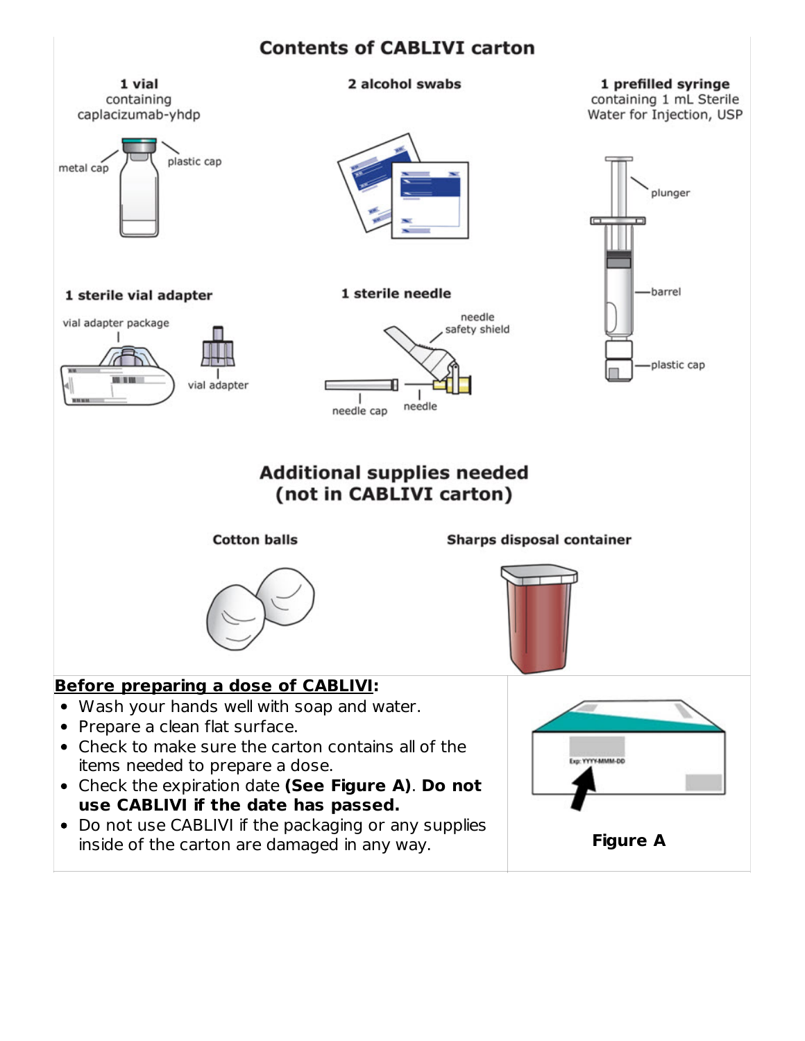## Contents of CABLIVI carton

**1 vial** containing caplacizumab-yhdp

metal cap

plastic cap

**2 alcohol swabs**

**1 prefilled syringe** containing 1 mL Sterile Water for Injection, USP

plunger

barrel

plastic cap

**1 sterile vial adapter**

vial adapter package

vial adapter

**1 sterile needle**

needle safety shield

needle cap

needle

## Additional supplies needed (not in CABLIVI carton)

**Cotton balls**

**Sharps disposal container**

**Before preparing a dose of CABLIVI:**

- Wash your hands well with soap and water.
- Prepare a clean flat surface.
- Check to make sure the carton contains all of the items needed to prepare a dose.
- Check the expiration date **(See Figure A)**. **Do not use CABLIVI if the date has passed.**
- Do not use CABLIVI if the packaging or any supplies inside of the carton are damaged in any way.

Exp: YYYY-MMM-DD

**Figure A**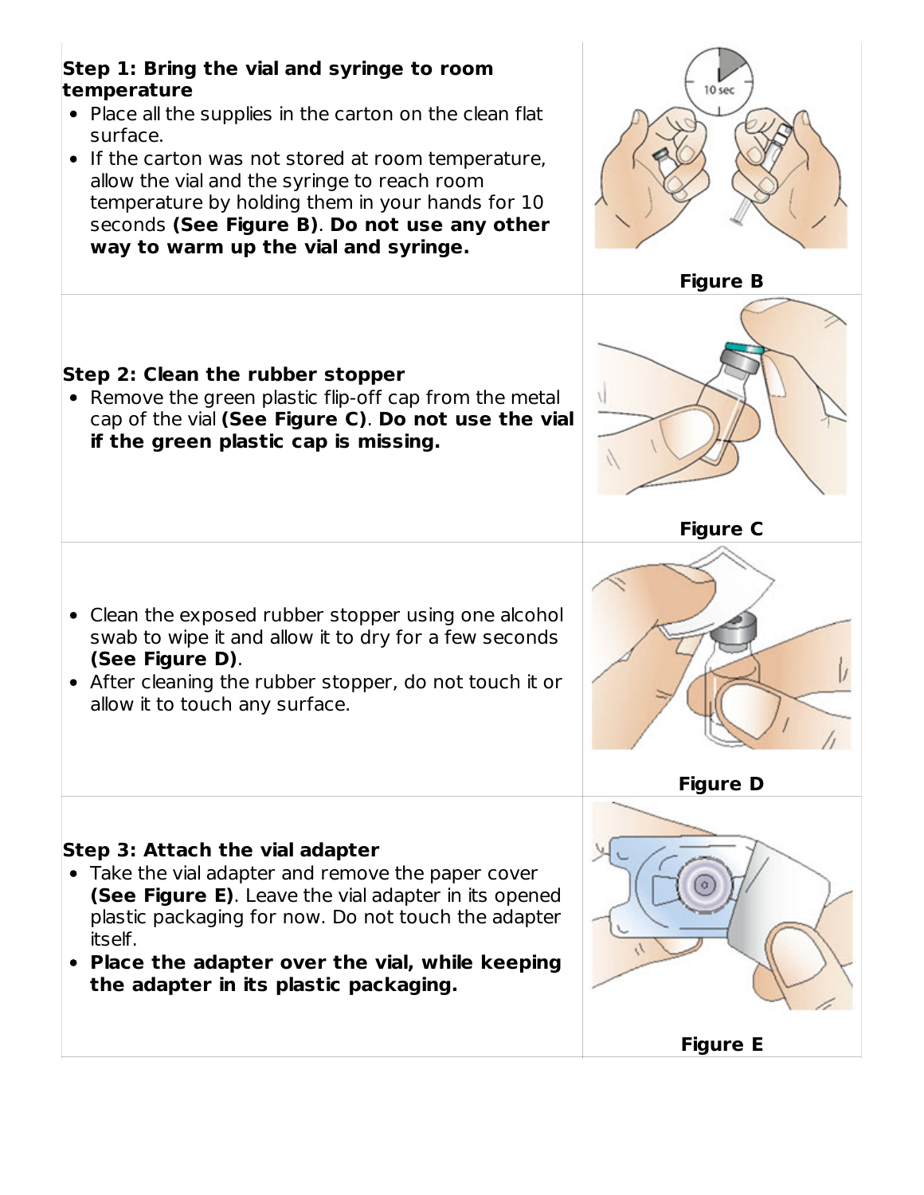**Step 1: Bring the vial and syringe to room temperature**

- Place all the supplies in the carton on the clean flat surface.
- If the carton was not stored at room temperature, allow the vial and the syringe to reach room temperature by holding them in your hands for 10 seconds **(See Figure B)**. **Do not use any other way to warm up the vial and syringe.**

**Figure B**

**Step 2: Clean the rubber stopper**

- Remove the green plastic flip-off cap from the metal cap of the vial **(See Figure C)**. **Do not use the vial if the green plastic cap is missing.**

**Figure C**

- Clean the exposed rubber stopper using one alcohol swab to wipe it and allow it to dry for a few seconds **(See Figure D)**.
- After cleaning the rubber stopper, do not touch it or allow it to touch any surface.

**Figure D**

**Step 3: Attach the vial adapter**

- Take the vial adapter and remove the paper cover **(See Figure E)**. Leave the vial adapter in its opened plastic packaging for now. Do not touch the adapter itself.
- **Place the adapter over the vial, while keeping the adapter in its plastic packaging.**

**Figure E**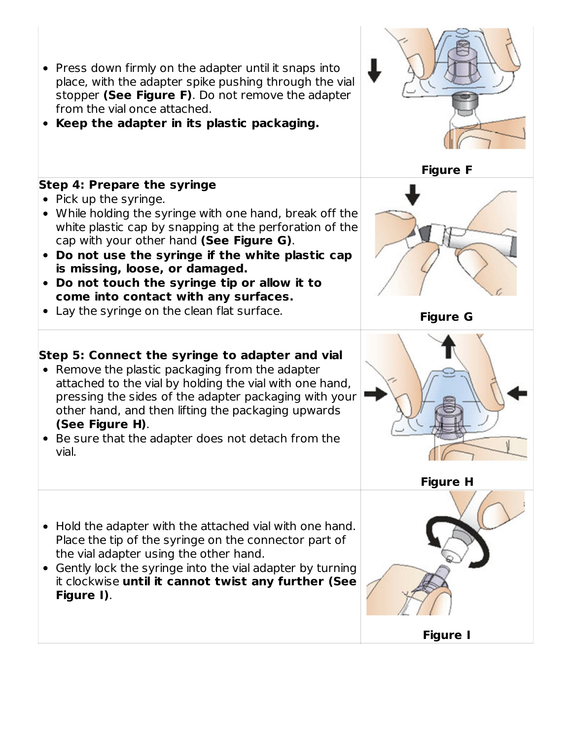- Press down firmly on the adapter until it snaps into place, with the adapter spike pushing through the vial stopper **(See Figure F)**. Do not remove the adapter from the vial once attached.
- **Keep the adapter in its plastic packaging.**

**Figure F**

**Step 4: Prepare the syringe**

- Pick up the syringe.
- While holding the syringe with one hand, break off the white plastic cap by snapping at the perforation of the cap with your other hand **(See Figure G)**.
- **Do not use the syringe if the white plastic cap is missing, loose, or damaged.**
- **Do not touch the syringe tip or allow it to come into contact with any surfaces.**
- Lay the syringe on the clean flat surface.

**Figure G**

**Step 5: Connect the syringe to adapter and vial**

- Remove the plastic packaging from the adapter attached to the vial by holding the vial with one hand, pressing the sides of the adapter packaging with your other hand, and then lifting the packaging upwards **(See Figure H)**.
- Be sure that the adapter does not detach from the vial.

**Figure H**

- Hold the adapter with the attached vial with one hand. Place the tip of the syringe on the connector part of the vial adapter using the other hand.
- Gently lock the syringe into the vial adapter by turning it clockwise **until it cannot twist any further (See Figure I)**.

**Figure I**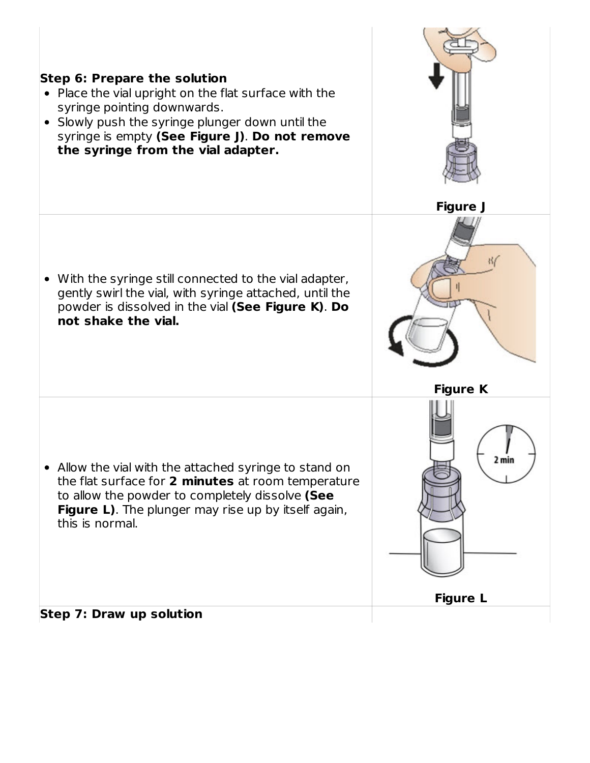**Step 6: Prepare the solution**

- Place the vial upright on the flat surface with the syringe pointing downwards.
- Slowly push the syringe plunger down until the syringe is empty **(See Figure J)**. **Do not remove the syringe from the vial adapter.**

**Figure J**

- With the syringe still connected to the vial adapter, gently swirl the vial, with syringe attached, until the powder is dissolved in the vial **(See Figure K)**. **Do not shake the vial.**

**Figure K**

- Allow the vial with the attached syringe to stand on the flat surface for **2 minutes** at room temperature to allow the powder to completely dissolve **(See Figure L)**. The plunger may rise up by itself again, this is normal.

**Figure L**

**Step 7: Draw up solution**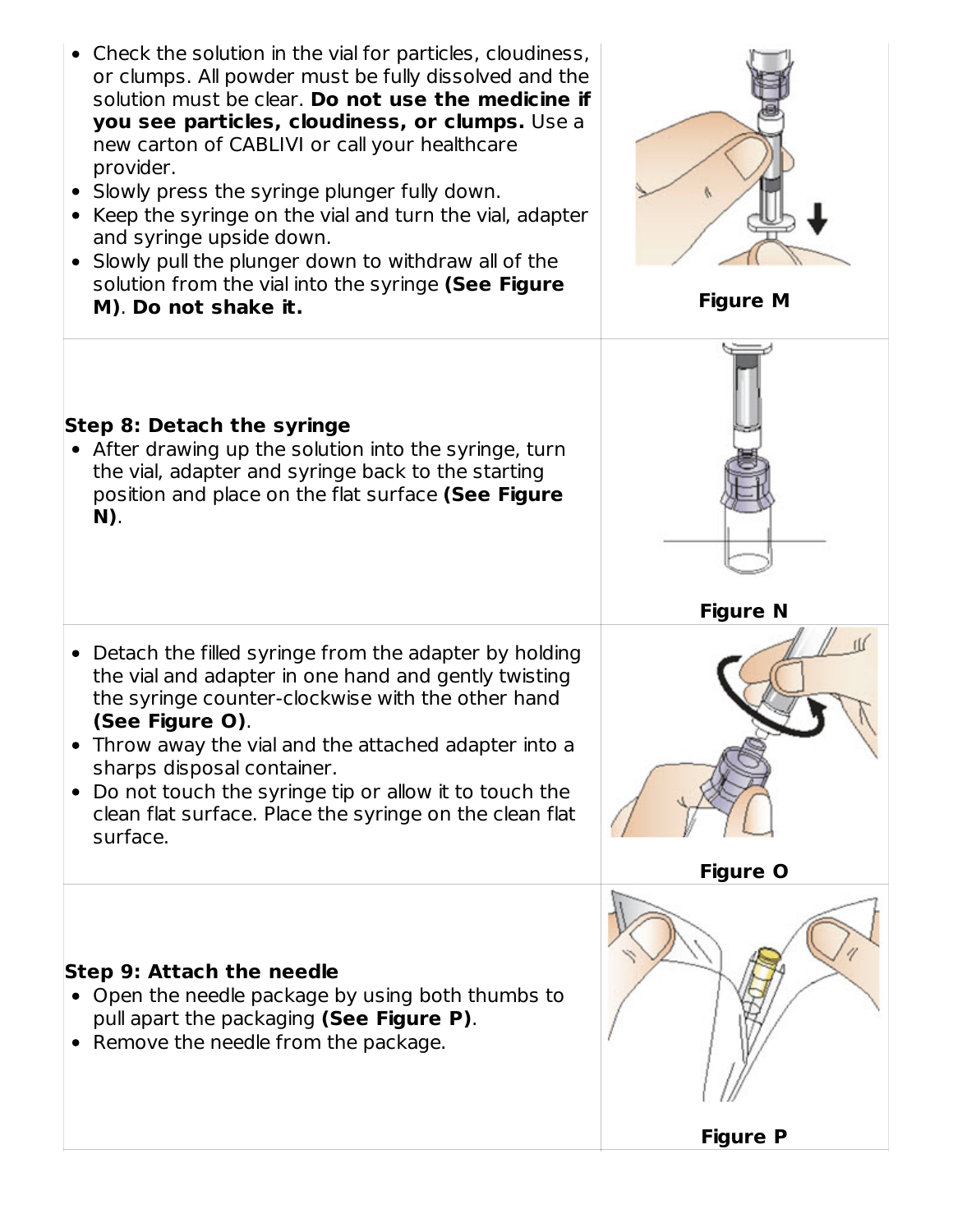- Check the solution in the vial for particles, cloudiness, or clumps. All powder must be fully dissolved and the solution must be clear. **Do not use the medicine if you see particles, cloudiness, or clumps.** Use a new carton of CABLIVI or call your healthcare provider.
- Slowly press the syringe plunger fully down.
- Keep the syringe on the vial and turn the vial, adapter and syringe upside down.
- Slowly pull the plunger down to withdraw all of the solution from the vial into the syringe **(See Figure M)**. **Do not shake it.**

**Figure M**

**Step 8: Detach the syringe**

- After drawing up the solution into the syringe, turn the vial, adapter and syringe back to the starting position and place on the flat surface **(See Figure N)**.

**Figure N**

- Detach the filled syringe from the adapter by holding the vial and adapter in one hand and gently twisting the syringe counter-clockwise with the other hand **(See Figure O)**.
- Throw away the vial and the attached adapter into a sharps disposal container.
- Do not touch the syringe tip or allow it to touch the clean flat surface. Place the syringe on the clean flat surface.

**Figure O**

**Step 9: Attach the needle**

- Open the needle package by using both thumbs to pull apart the packaging **(See Figure P)**.
- Remove the needle from the package.

**Figure P**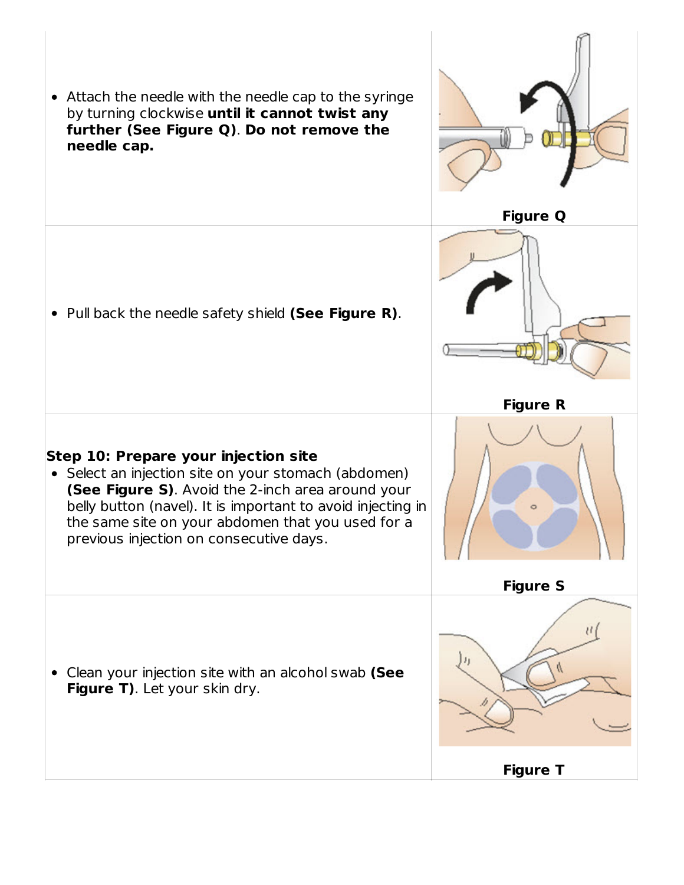- Attach the needle with the needle cap to the syringe by turning clockwise **until it cannot twist any further (See Figure Q)**. **Do not remove the needle cap.**

**Figure Q**

- Pull back the needle safety shield **(See Figure R)**.

**Figure R**

**Step 10: Prepare your injection site**

- Select an injection site on your stomach (abdomen) **(See Figure S)**. Avoid the 2-inch area around your belly button (navel). It is important to avoid injecting in the same site on your abdomen that you used for a previous injection on consecutive days.

**Figure S**

- Clean your injection site with an alcohol swab **(See Figure T)**. Let your skin dry.

**Figure T**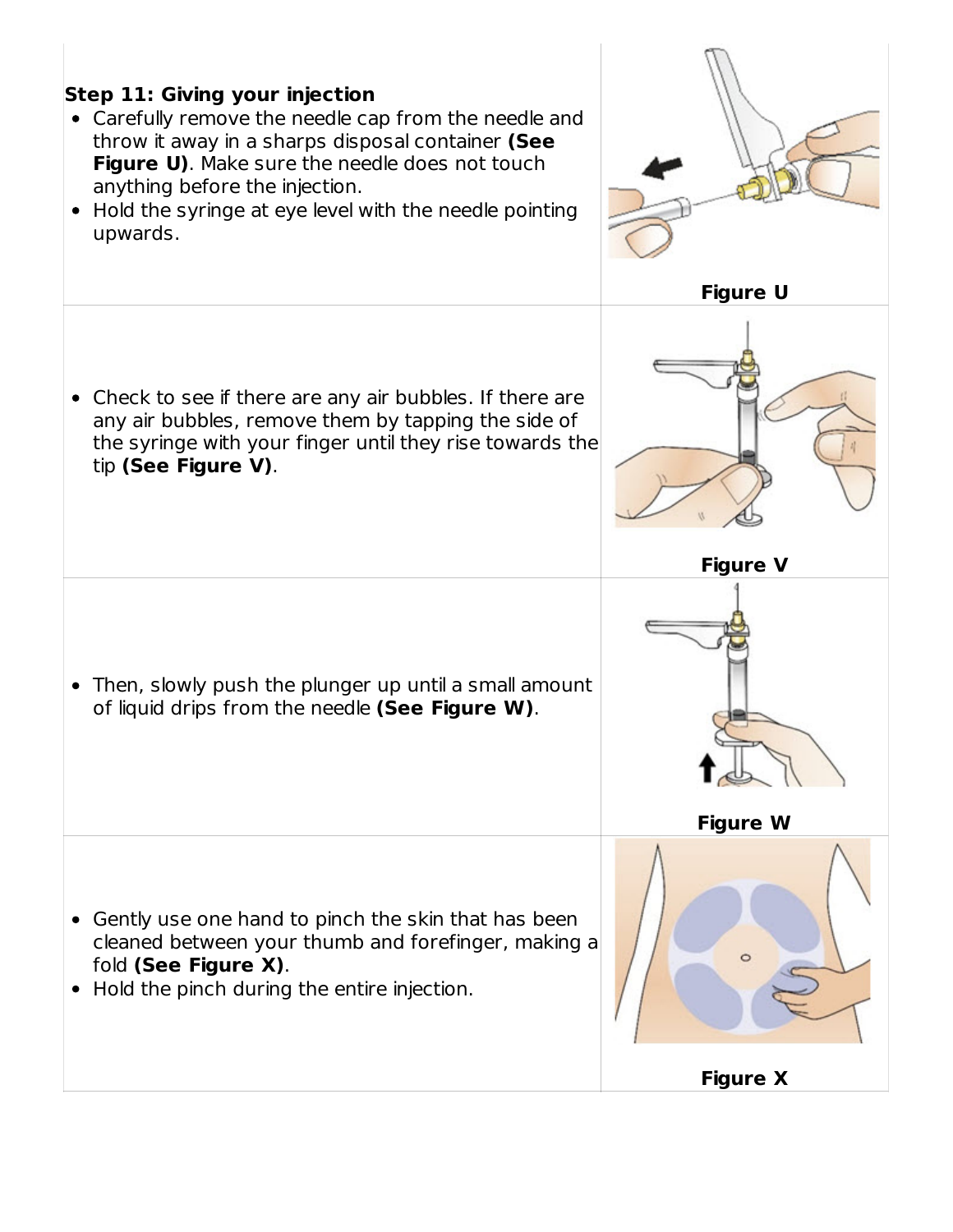**Step 11: Giving your injection**

- Carefully remove the needle cap from the needle and throw it away in a sharps disposal container **(See Figure U)**. Make sure the needle does not touch anything before the injection.
- Hold the syringe at eye level with the needle pointing upwards.

**Figure U**

- Check to see if there are any air bubbles. If there are any air bubbles, remove them by tapping the side of the syringe with your finger until they rise towards the tip **(See Figure V)**.

**Figure V**

- Then, slowly push the plunger up until a small amount of liquid drips from the needle **(See Figure W)**.

**Figure W**

- Gently use one hand to pinch the skin that has been cleaned between your thumb and forefinger, making a fold **(See Figure X)**.
- Hold the pinch during the entire injection.

**Figure X**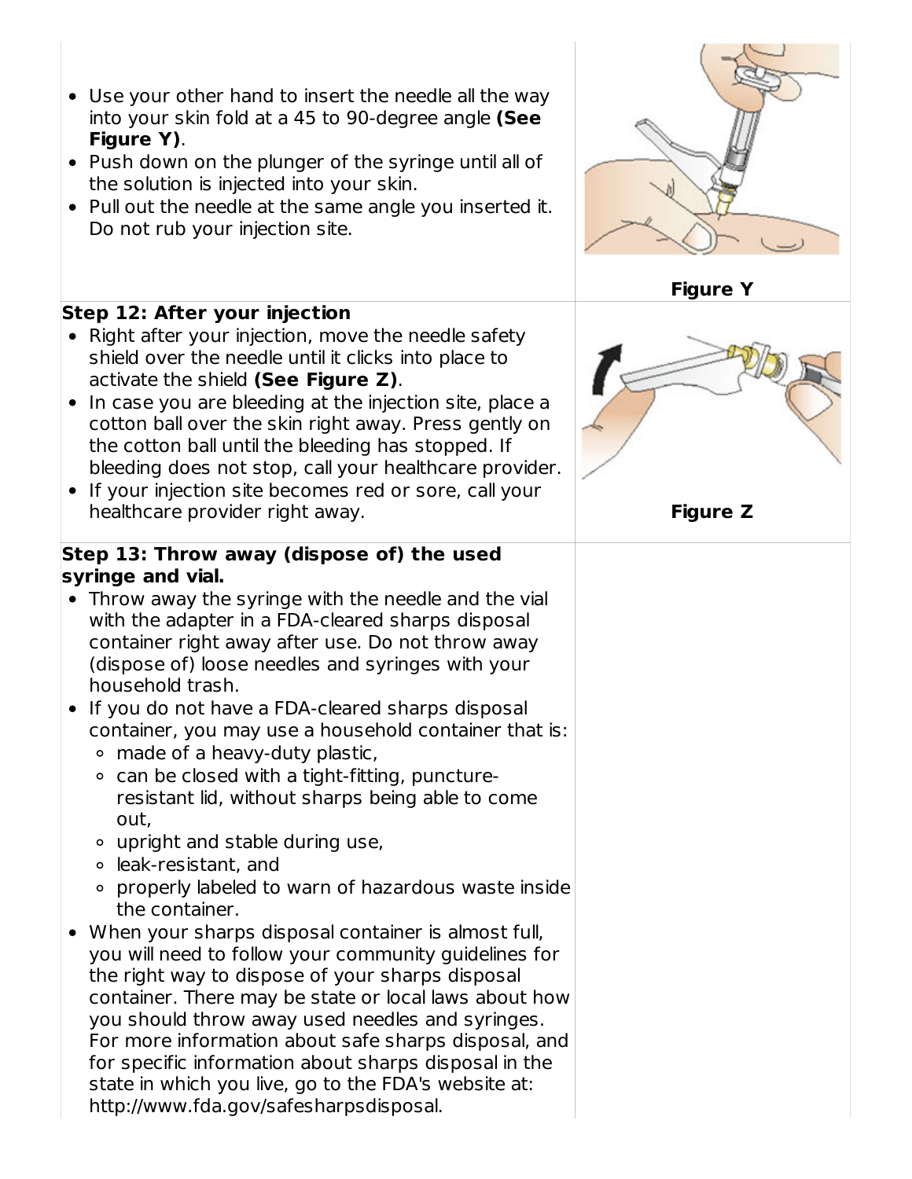- Use your other hand to insert the needle all the way into your skin fold at a 45 to 90-degree angle **(See Figure Y)**.
- Push down on the plunger of the syringe until all of the solution is injected into your skin.
- Pull out the needle at the same angle you inserted it. Do not rub your injection site.

**Figure Y**

**Step 12: After your injection**

- Right after your injection, move the needle safety shield over the needle until it clicks into place to activate the shield **(See Figure Z)**.
- In case you are bleeding at the injection site, place a cotton ball over the skin right away. Press gently on the cotton ball until the bleeding has stopped. If bleeding does not stop, call your healthcare provider.
- If your injection site becomes red or sore, call your healthcare provider right away.

**Figure Z**

**Step 13: Throw away (dispose of) the used syringe and vial.**

- Throw away the syringe with the needle and the vial with the adapter in a FDA-cleared sharps disposal container right away after use. Do not throw away (dispose of) loose needles and syringes with your household trash.
- If you do not have a FDA-cleared sharps disposal container, you may use a household container that is:
  - made of a heavy-duty plastic,
  - can be closed with a tight-fitting, puncture-resistant lid, without sharps being able to come out,
  - upright and stable during use,
  - leak-resistant, and
  - properly labeled to warn of hazardous waste inside the container.
- When your sharps disposal container is almost full, you will need to follow your community guidelines for the right way to dispose of your sharps disposal container. There may be state or local laws about how you should throw away used needles and syringes. For more information about safe sharps disposal, and for specific information about sharps disposal in the state in which you live, go to the FDA's website at: http://www.fda.gov/safesharpsdisposal.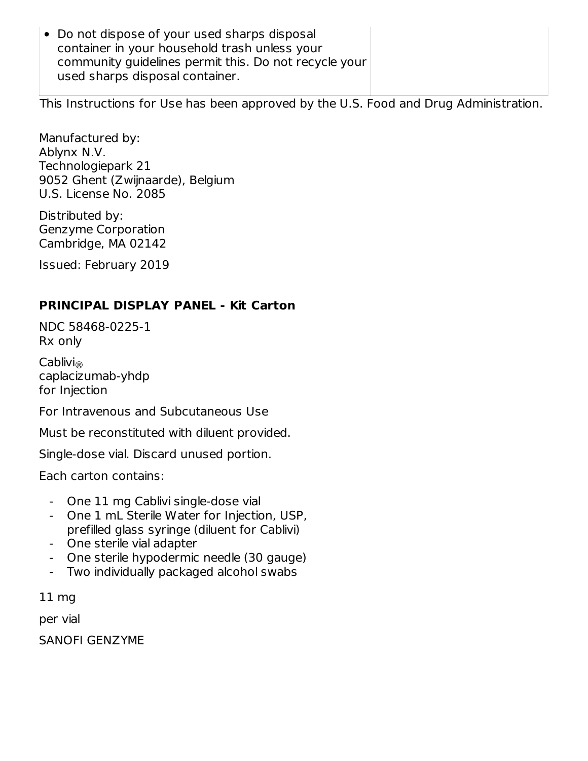| | |
|---|---|
| • Do not dispose of your used sharps disposal container in your household trash unless your community guidelines permit this. Do not recycle your used sharps disposal container. | |

This Instructions for Use has been approved by the U.S. Food and Drug Administration.

Manufactured by:
Ablynx N.V.
Technologiepark 21
9052 Ghent (Zwijnaarde), Belgium
U.S. License No. 2085

Distributed by:
Genzyme Corporation
Cambridge, MA 02142

Issued: February 2019

## PRINCIPAL DISPLAY PANEL - Kit Carton

NDC 58468-0225-1
Rx only

Cablivi®
caplacizumab-yhdp
for Injection

For Intravenous and Subcutaneous Use

Must be reconstituted with diluent provided.

Single-dose vial. Discard unused portion.

Each carton contains:

- One 11 mg Cablivi single-dose vial
- One 1 mL Sterile Water for Injection, USP, prefilled glass syringe (diluent for Cablivi)
- One sterile vial adapter
- One sterile hypodermic needle (30 gauge)
- Two individually packaged alcohol swabs

11 mg

per vial

SANOFI GENZYME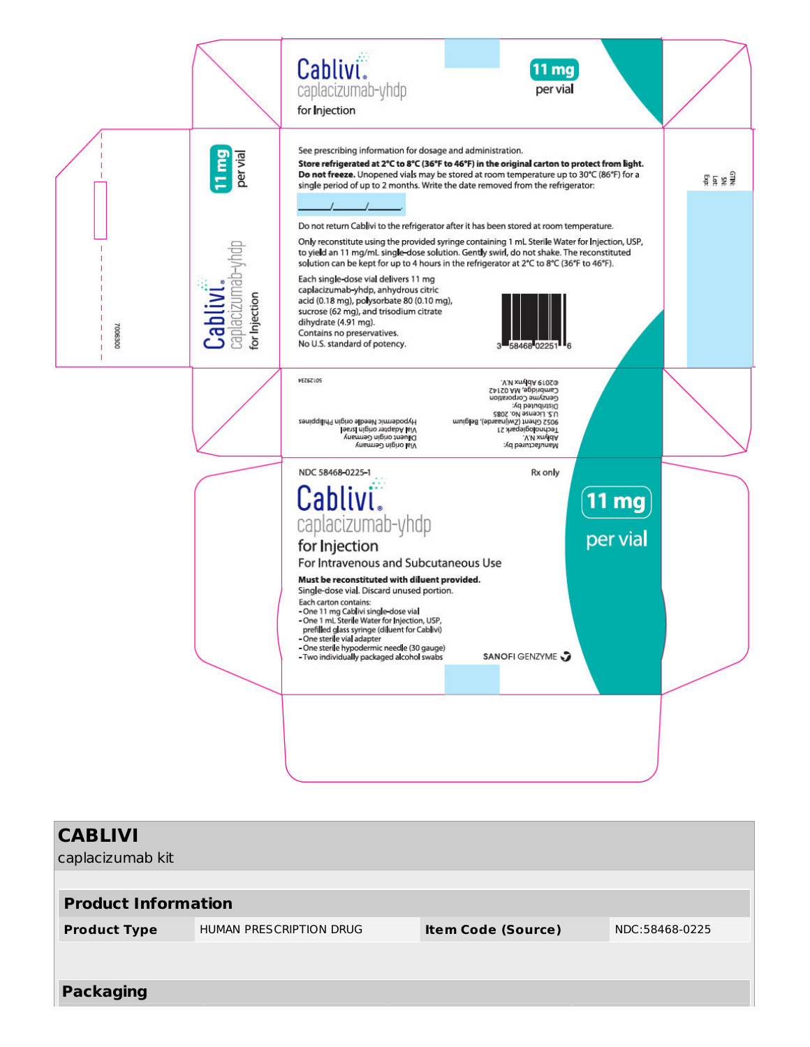Cablivi®
caplacizumab-yhdp
for Injection

**11 mg** per vial

11 mg per vial

Cablivi® caplacizumab-yhdp for Injection

7006300

See prescribing information for dosage and administration.

**Store refrigerated at 2°C to 8°C (36°F to 46°F) in the original carton to protect from light. Do not freeze.** Unopened vials may be stored at room temperature up to 30°C (86°F) for a single period of up to 2 months. Write the date removed from the refrigerator:

_____/_____/_____.

Do not return Cablivi to the refrigerator after it has been stored at room temperature.

Only reconstitute using the provided syringe containing 1 mL Sterile Water for Injection, USP, to yield an 11 mg/mL single-dose solution. Gently swirl, do not shake. The reconstituted solution can be kept for up to 4 hours in the refrigerator at 2°C to 8°C (36°F to 46°F).

Each single-dose vial delivers 11 mg caplacizumab-yhdp, anhydrous citric acid (0.18 mg), polysorbate 80 (0.10 mg), sucrose (62 mg), and trisodium citrate dihydrate (4.91 mg).
Contains no preservatives.
No U.S. standard of potency.

3 58468 02251 6

GTIN:
SN:
Lot:
Exp:

Manufactured by:
Ablynx N.V.
Technologiepark 21
9052 Ghent (Zwijnaarde), Belgium
U.S. License No. 2085
Distributed by:
Genzyme Corporation
Cambridge, MA 02142
©2019 Ablynx N.V.

Vial origin Germany
Diluent origin Germany
Vial Adapter origin Israel
Hypodermic Needle origin Philippines

50129234

NDC 58468-0225-1

Rx only

Cablivi®
caplacizumab-yhdp
for Injection
For Intravenous and Subcutaneous Use

**11 mg** per vial

**Must be reconstituted with diluent provided.**
Single-dose vial. Discard unused portion.

Each carton contains:
- One 11 mg Cablivi single-dose vial
- One 1 mL Sterile Water for Injection, USP, prefilled glass syringe (diluent for Cablivi)
- One sterile vial adapter
- One sterile hypodermic needle (30 gauge)
- Two individually packaged alcohol swabs

SANOFI GENZYME

## CABLIVI

caplacizumab kit

| **Product Information** | | | |
|---|---|---|---|
| **Product Type** | HUMAN PRESCRIPTION DRUG | **Item Code (Source)** | NDC:58468-0225 |

**Packaging**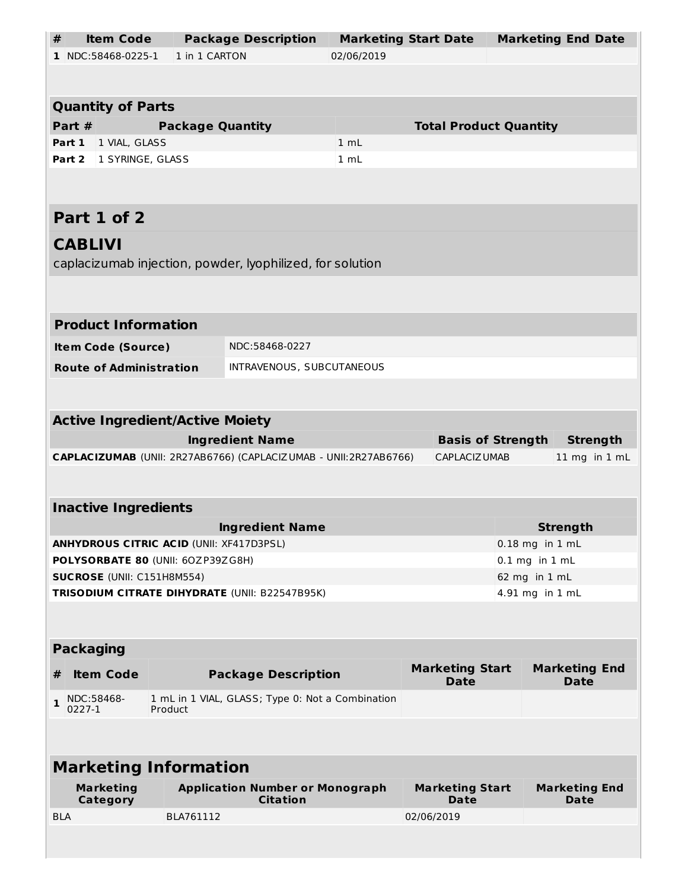| # | Item Code | Package Description | Marketing Start Date | Marketing End Date |
|---|---|---|---|---|
| 1 | NDC:58468-0225-1 | 1 in 1 CARTON | 02/06/2019 | |

| Quantity of Parts | | |
|---|---|---|
| **Part #** | **Package Quantity** | **Total Product Quantity** |
| **Part 1** | 1 VIAL, GLASS | 1 mL |
| **Part 2** | 1 SYRINGE, GLASS | 1 mL |

## Part 1 of 2

## CABLIVI

caplacizumab injection, powder, lyophilized, for solution

| Product Information | |
|---|---|
| **Item Code (Source)** | NDC:58468-0227 |
| **Route of Administration** | INTRAVENOUS, SUBCUTANEOUS |

| Active Ingredient/Active Moiety | | |
|---|---|---|
| **Ingredient Name** | **Basis of Strength** | **Strength** |
| **CAPLACIZUMAB** (UNII: 2R27AB6766) (CAPLACIZUMAB - UNII:2R27AB6766) | CAPLACIZUMAB | 11 mg in 1 mL |

| Inactive Ingredients | |
|---|---|
| **Ingredient Name** | **Strength** |
| **ANHYDROUS CITRIC ACID** (UNII: XF417D3PSL) | 0.18 mg in 1 mL |
| **POLYSORBATE 80** (UNII: 6OZP39ZG8H) | 0.1 mg in 1 mL |
| **SUCROSE** (UNII: C151H8M554) | 62 mg in 1 mL |
| **TRISODIUM CITRATE DIHYDRATE** (UNII: B22547B95K) | 4.91 mg in 1 mL |

| Packaging | | | | |
|---|---|---|---|---|
| **#** | **Item Code** | **Package Description** | **Marketing Start Date** | **Marketing End Date** |
| 1 | NDC:58468-0227-1 | 1 mL in 1 VIAL, GLASS; Type 0: Not a Combination Product | | |

| Marketing Information | | | |
|---|---|---|---|
| **Marketing Category** | **Application Number or Monograph Citation** | **Marketing Start Date** | **Marketing End Date** |
| BLA | BLA761112 | 02/06/2019 | |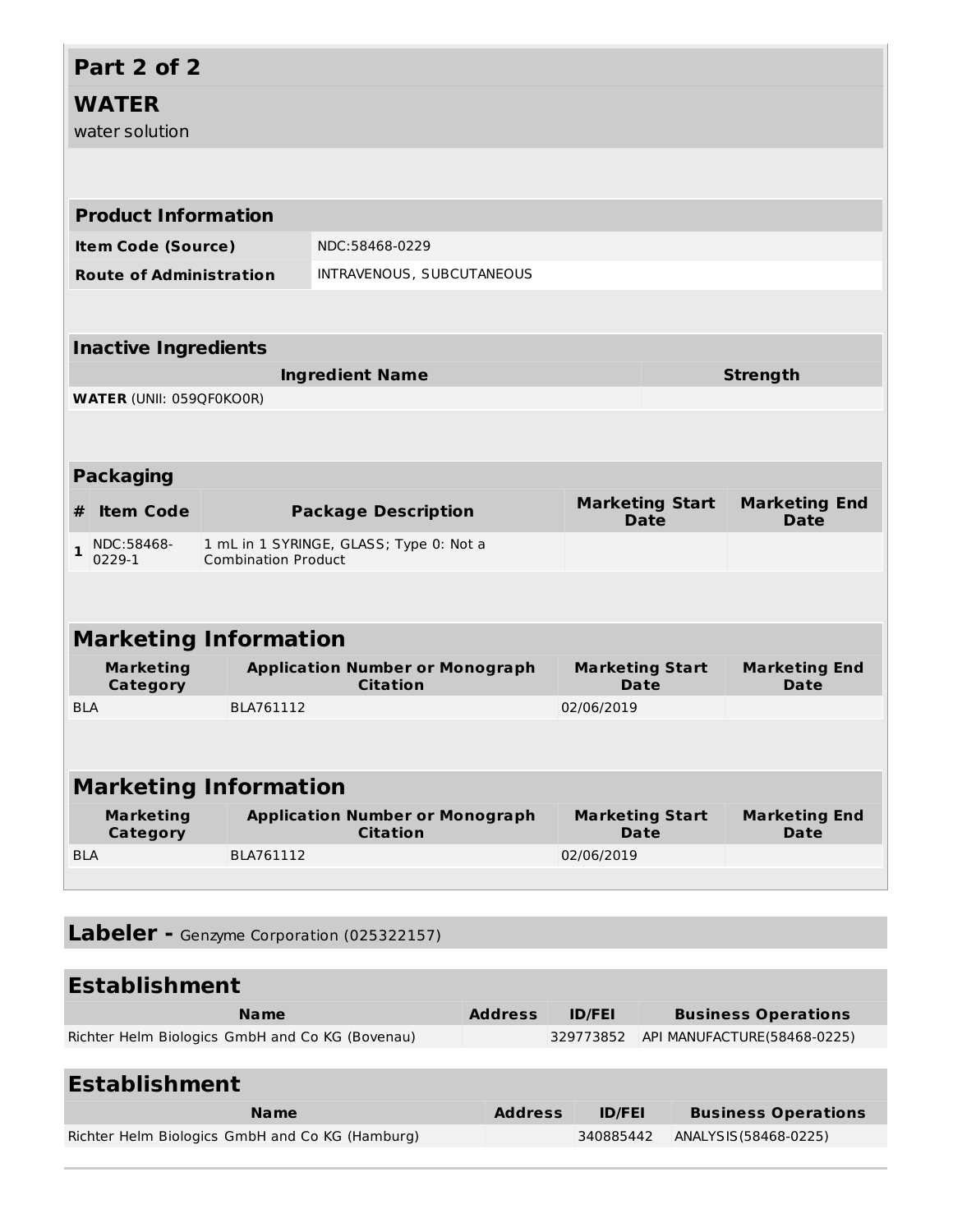## Part 2 of 2

## WATER

water solution

### Product Information

| Item Code (Source) | NDC:58468-0229 |
|---|---|
| Route of Administration | INTRAVENOUS, SUBCUTANEOUS |

### Inactive Ingredients

| Ingredient Name | Strength |
|---|---|
| **WATER** (UNII: 059QF0KO0R) | |

### Packaging

| # | Item Code | Package Description | Marketing Start Date | Marketing End Date |
|---|---|---|---|---|
| 1 | NDC:58468-0229-1 | 1 mL in 1 SYRINGE, GLASS; Type 0: Not a Combination Product | | |

### Marketing Information

| Marketing Category | Application Number or Monograph Citation | Marketing Start Date | Marketing End Date |
|---|---|---|---|
| BLA | BLA761112 | 02/06/2019 | |

### Marketing Information

| Marketing Category | Application Number or Monograph Citation | Marketing Start Date | Marketing End Date |
|---|---|---|---|
| BLA | BLA761112 | 02/06/2019 | |

## Labeler - Genzyme Corporation (025322157)

### Establishment

| Name | Address | ID/FEI | Business Operations |
|---|---|---|---|
| Richter Helm Biologics GmbH and Co KG (Bovenau) | | 329773852 | API MANUFACTURE(58468-0225) |

### Establishment

| Name | Address | ID/FEI | Business Operations |
|---|---|---|---|
| Richter Helm Biologics GmbH and Co KG (Hamburg) | | 340885442 | ANALYSIS(58468-0225) |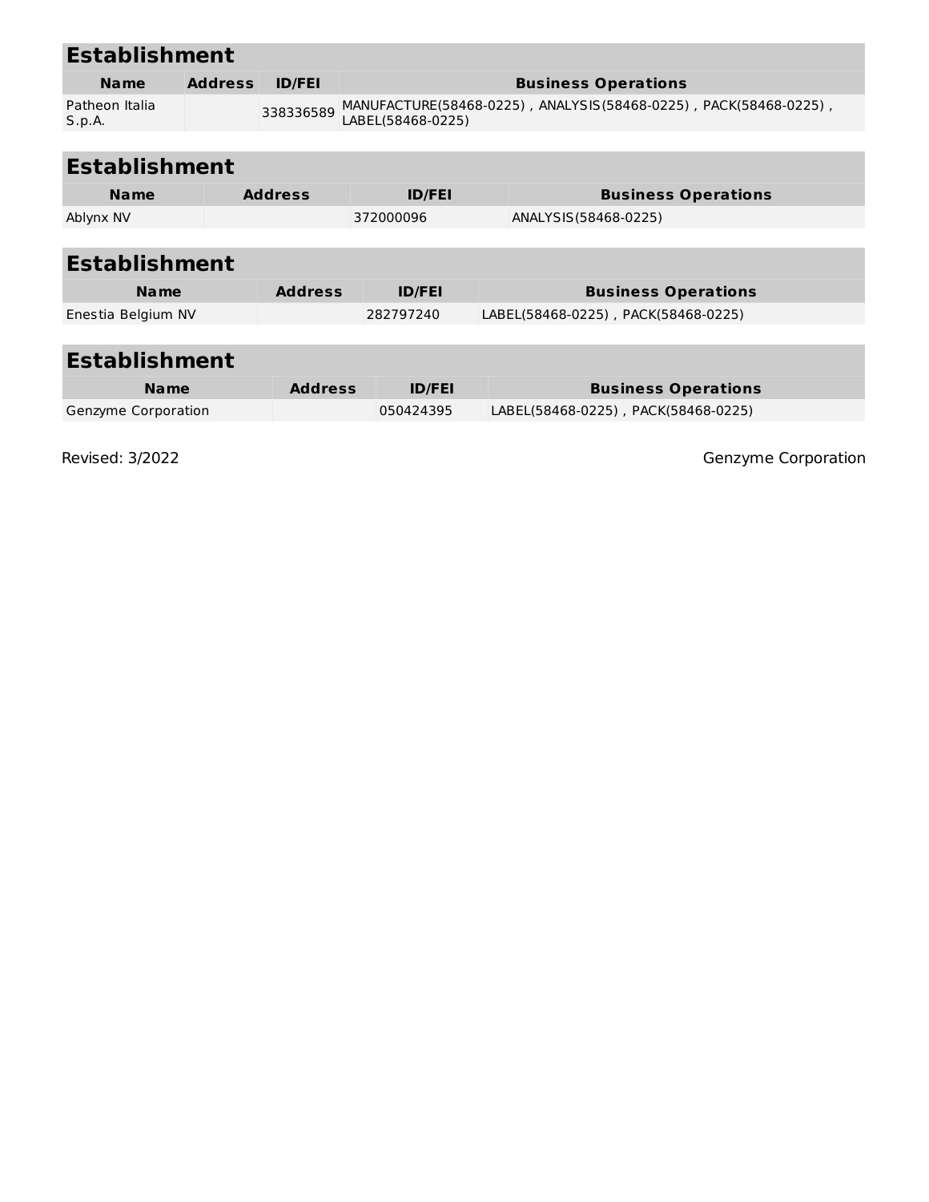## Establishment

| Name | Address | ID/FEI | Business Operations |
| --- | --- | --- | --- |
| Patheon Italia S.p.A. | | 338336589 | MANUFACTURE(58468-0225) , ANALYSIS(58468-0225) , PACK(58468-0225) , LABEL(58468-0225) |

## Establishment

| Name | Address | ID/FEI | Business Operations |
| --- | --- | --- | --- |
| Ablynx NV | | 372000096 | ANALYSIS(58468-0225) |

## Establishment

| Name | Address | ID/FEI | Business Operations |
| --- | --- | --- | --- |
| Enestia Belgium NV | | 282797240 | LABEL(58468-0225) , PACK(58468-0225) |

## Establishment

| Name | Address | ID/FEI | Business Operations |
| --- | --- | --- | --- |
| Genzyme Corporation | | 050424395 | LABEL(58468-0225) , PACK(58468-0225) |

Revised: 3/2022

Genzyme Corporation